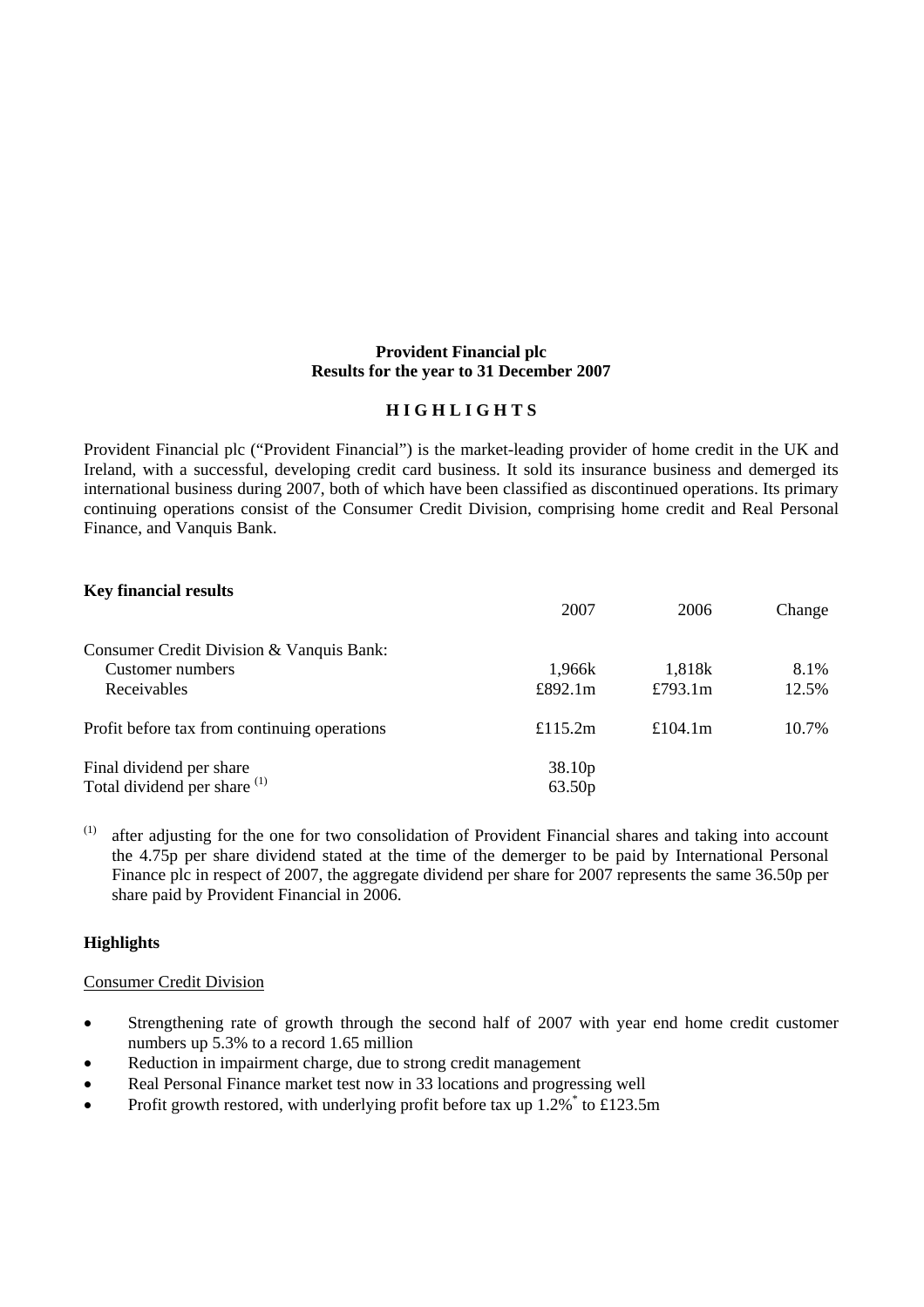# Provident Financial plc
## Results for the year to 31 December 2007

## H I G H L I G H T S

Provident Financial plc ("Provident Financial") is the market-leading provider of home credit in the UK and Ireland, with a successful, developing credit card business. It sold its insurance business and demerged its international business during 2007, both of which have been classified as discontinued operations. Its primary continuing operations consist of the Consumer Credit Division, comprising home credit and Real Personal Finance, and Vanquis Bank.

### Key financial results

| | 2007 | 2006 | Change |
|---|---|---|---|
| Consumer Credit Division & Vanquis Bank: | | | |
| Customer numbers | 1,966k | 1,818k | 8.1% |
| Receivables | £892.1m | £793.1m | 12.5% |
| Profit before tax from continuing operations | £115.2m | £104.1m | 10.7% |
| Final dividend per share | 38.10p | | |
| Total dividend per share [(1)] | 63.50p | | |

(1) after adjusting for the one for two consolidation of Provident Financial shares and taking into account the 4.75p per share dividend stated at the time of the demerger to be paid by International Personal Finance plc in respect of 2007, the aggregate dividend per share for 2007 represents the same 36.50p per share paid by Provident Financial in 2006.

### Highlights

Consumer Credit Division

- Strengthening rate of growth through the second half of 2007 with year end home credit customer numbers up 5.3% to a record 1.65 million
- Reduction in impairment charge, due to strong credit management
- Real Personal Finance market test now in 33 locations and progressing well
- Profit growth restored, with underlying profit before tax up 1.2%* to £123.5m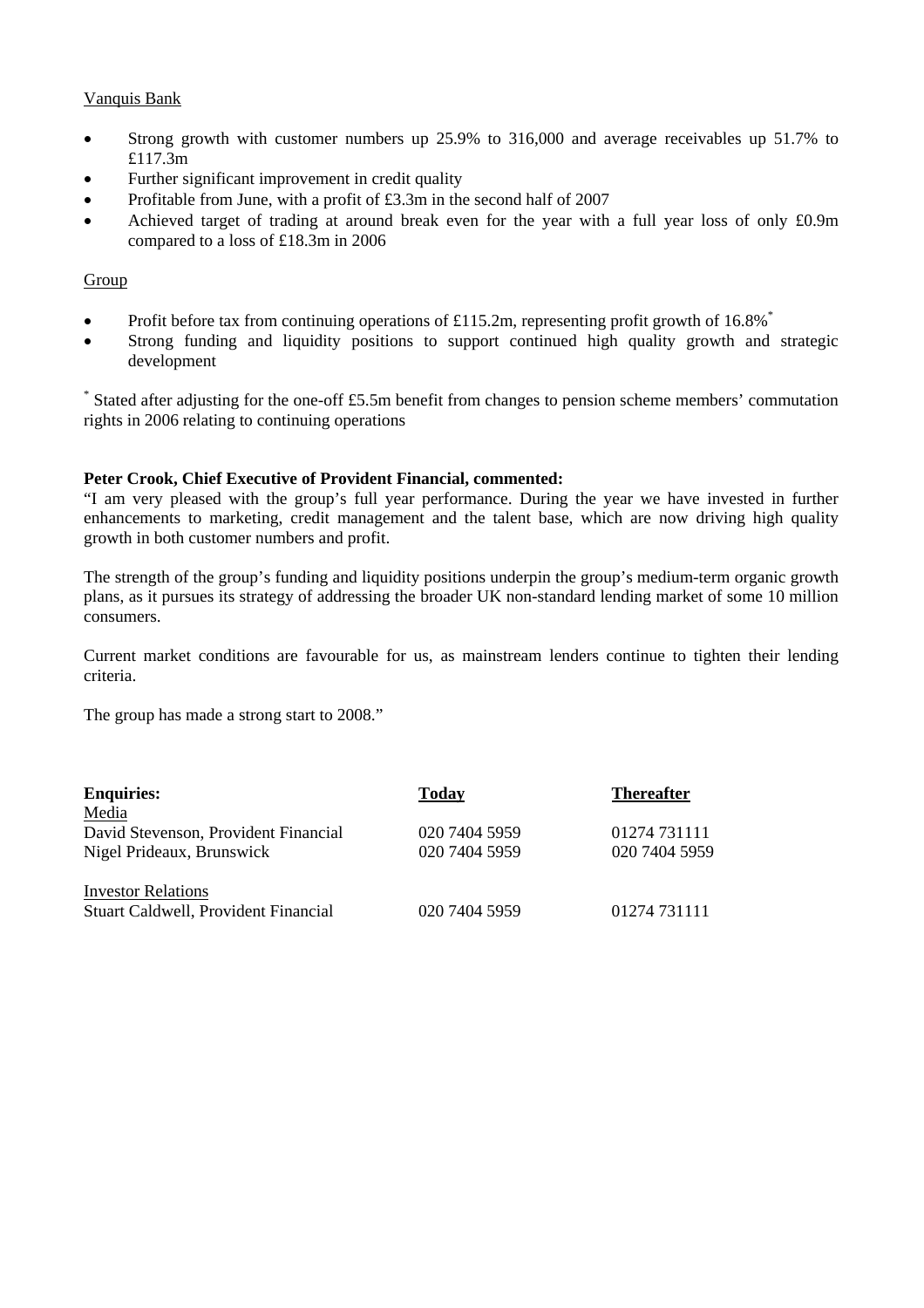Vanquis Bank

- Strong growth with customer numbers up 25.9% to 316,000 and average receivables up 51.7% to £117.3m
- Further significant improvement in credit quality
- Profitable from June, with a profit of £3.3m in the second half of 2007
- Achieved target of trading at around break even for the year with a full year loss of only £0.9m compared to a loss of £18.3m in 2006

Group

- Profit before tax from continuing operations of £115.2m, representing profit growth of 16.8%*
- Strong funding and liquidity positions to support continued high quality growth and strategic development

* Stated after adjusting for the one-off £5.5m benefit from changes to pension scheme members' commutation rights in 2006 relating to continuing operations

**Peter Crook, Chief Executive of Provident Financial, commented:**
"I am very pleased with the group's full year performance. During the year we have invested in further enhancements to marketing, credit management and the talent base, which are now driving high quality growth in both customer numbers and profit.

The strength of the group's funding and liquidity positions underpin the group's medium-term organic growth plans, as it pursues its strategy of addressing the broader UK non-standard lending market of some 10 million consumers.

Current market conditions are favourable for us, as mainstream lenders continue to tighten their lending criteria.

The group has made a strong start to 2008."

| **Enquiries:** | **Today** | **Thereafter** |
|---|---|---|
| Media | | |
| David Stevenson, Provident Financial | 020 7404 5959 | 01274 731111 |
| Nigel Prideaux, Brunswick | 020 7404 5959 | 020 7404 5959 |
| | | |
| Investor Relations | | |
| Stuart Caldwell, Provident Financial | 020 7404 5959 | 01274 731111 |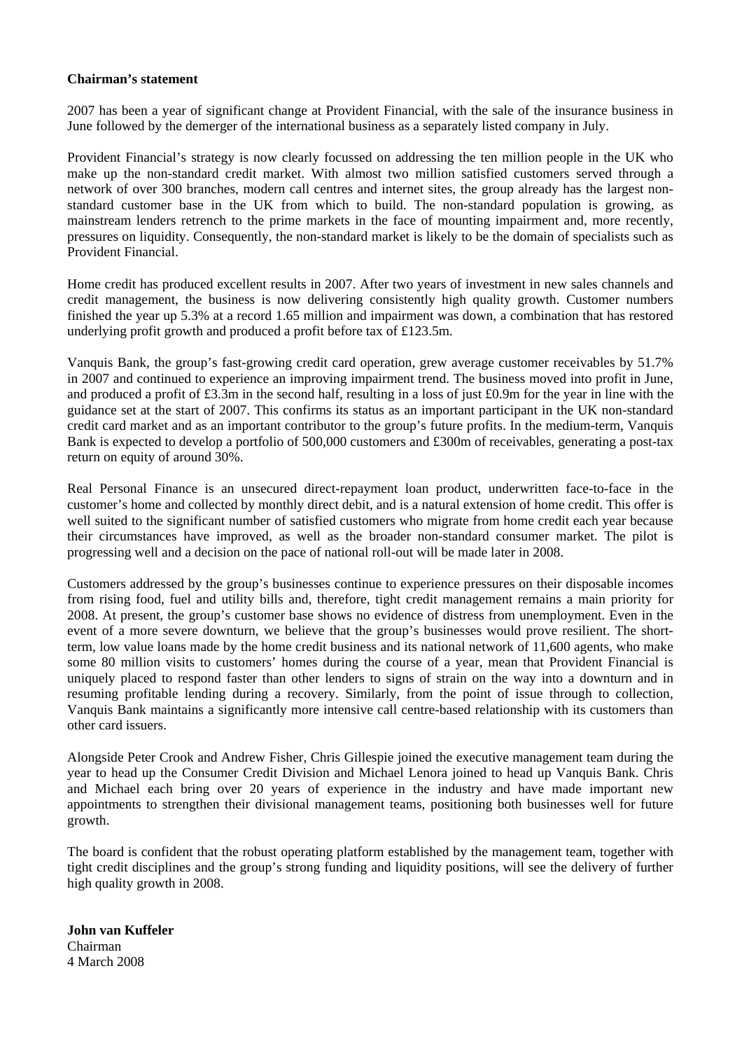**Chairman's statement**

2007 has been a year of significant change at Provident Financial, with the sale of the insurance business in June followed by the demerger of the international business as a separately listed company in July.

Provident Financial's strategy is now clearly focussed on addressing the ten million people in the UK who make up the non-standard credit market. With almost two million satisfied customers served through a network of over 300 branches, modern call centres and internet sites, the group already has the largest non-standard customer base in the UK from which to build. The non-standard population is growing, as mainstream lenders retrench to the prime markets in the face of mounting impairment and, more recently, pressures on liquidity. Consequently, the non-standard market is likely to be the domain of specialists such as Provident Financial.

Home credit has produced excellent results in 2007. After two years of investment in new sales channels and credit management, the business is now delivering consistently high quality growth. Customer numbers finished the year up 5.3% at a record 1.65 million and impairment was down, a combination that has restored underlying profit growth and produced a profit before tax of £123.5m.

Vanquis Bank, the group's fast-growing credit card operation, grew average customer receivables by 51.7% in 2007 and continued to experience an improving impairment trend. The business moved into profit in June, and produced a profit of £3.3m in the second half, resulting in a loss of just £0.9m for the year in line with the guidance set at the start of 2007. This confirms its status as an important participant in the UK non-standard credit card market and as an important contributor to the group's future profits. In the medium-term, Vanquis Bank is expected to develop a portfolio of 500,000 customers and £300m of receivables, generating a post-tax return on equity of around 30%.

Real Personal Finance is an unsecured direct-repayment loan product, underwritten face-to-face in the customer's home and collected by monthly direct debit, and is a natural extension of home credit. This offer is well suited to the significant number of satisfied customers who migrate from home credit each year because their circumstances have improved, as well as the broader non-standard consumer market. The pilot is progressing well and a decision on the pace of national roll-out will be made later in 2008.

Customers addressed by the group's businesses continue to experience pressures on their disposable incomes from rising food, fuel and utility bills and, therefore, tight credit management remains a main priority for 2008. At present, the group's customer base shows no evidence of distress from unemployment. Even in the event of a more severe downturn, we believe that the group's businesses would prove resilient. The short-term, low value loans made by the home credit business and its national network of 11,600 agents, who make some 80 million visits to customers' homes during the course of a year, mean that Provident Financial is uniquely placed to respond faster than other lenders to signs of strain on the way into a downturn and in resuming profitable lending during a recovery. Similarly, from the point of issue through to collection, Vanquis Bank maintains a significantly more intensive call centre-based relationship with its customers than other card issuers.

Alongside Peter Crook and Andrew Fisher, Chris Gillespie joined the executive management team during the year to head up the Consumer Credit Division and Michael Lenora joined to head up Vanquis Bank. Chris and Michael each bring over 20 years of experience in the industry and have made important new appointments to strengthen their divisional management teams, positioning both businesses well for future growth.

The board is confident that the robust operating platform established by the management team, together with tight credit disciplines and the group's strong funding and liquidity positions, will see the delivery of further high quality growth in 2008.

**John van Kuffeler**
Chairman
4 March 2008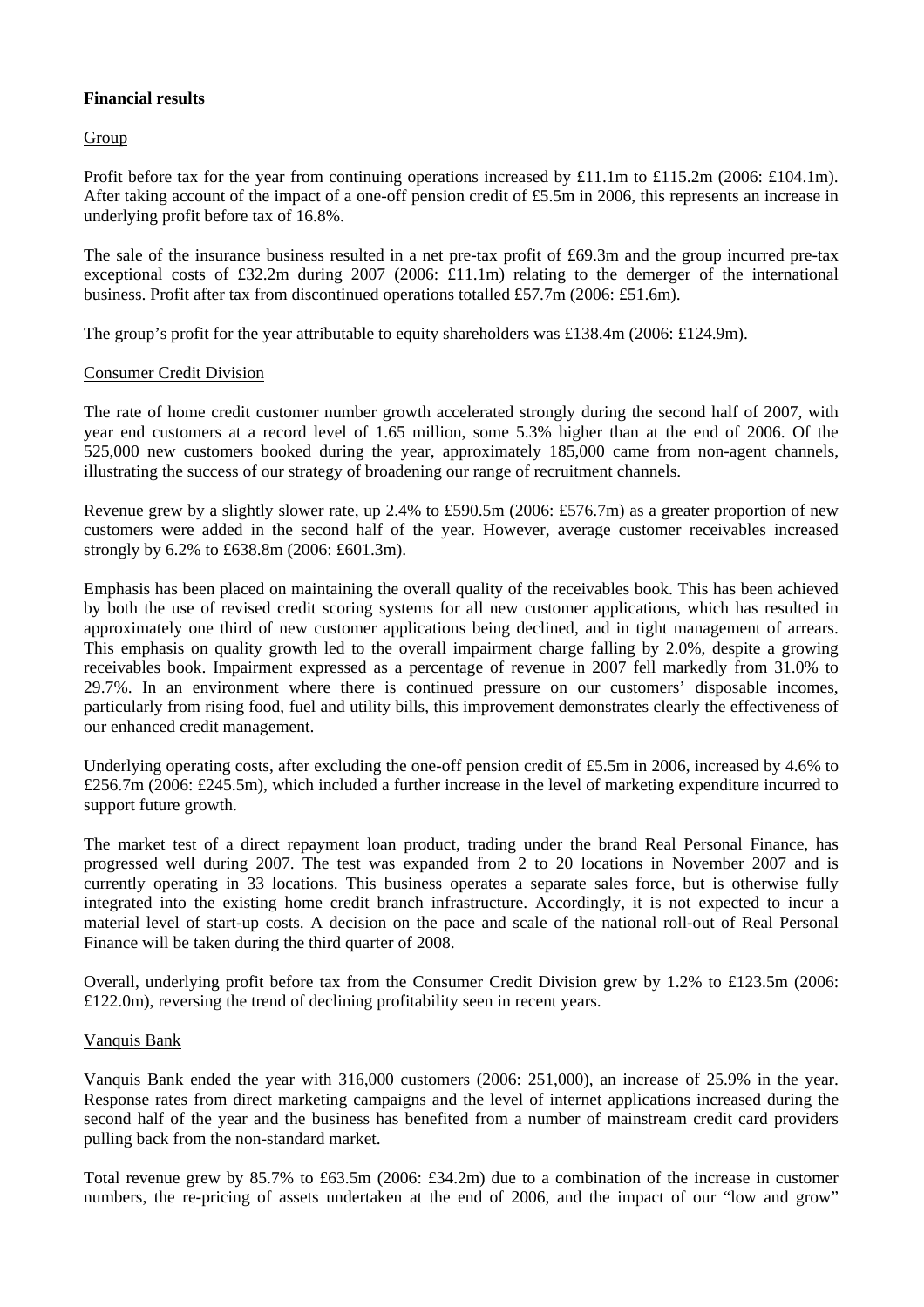**Financial results**

Group

Profit before tax for the year from continuing operations increased by £11.1m to £115.2m (2006: £104.1m). After taking account of the impact of a one-off pension credit of £5.5m in 2006, this represents an increase in underlying profit before tax of 16.8%.

The sale of the insurance business resulted in a net pre-tax profit of £69.3m and the group incurred pre-tax exceptional costs of £32.2m during 2007 (2006: £11.1m) relating to the demerger of the international business. Profit after tax from discontinued operations totalled £57.7m (2006: £51.6m).

The group's profit for the year attributable to equity shareholders was £138.4m (2006: £124.9m).

Consumer Credit Division

The rate of home credit customer number growth accelerated strongly during the second half of 2007, with year end customers at a record level of 1.65 million, some 5.3% higher than at the end of 2006. Of the 525,000 new customers booked during the year, approximately 185,000 came from non-agent channels, illustrating the success of our strategy of broadening our range of recruitment channels.

Revenue grew by a slightly slower rate, up 2.4% to £590.5m (2006: £576.7m) as a greater proportion of new customers were added in the second half of the year. However, average customer receivables increased strongly by 6.2% to £638.8m (2006: £601.3m).

Emphasis has been placed on maintaining the overall quality of the receivables book. This has been achieved by both the use of revised credit scoring systems for all new customer applications, which has resulted in approximately one third of new customer applications being declined, and in tight management of arrears. This emphasis on quality growth led to the overall impairment charge falling by 2.0%, despite a growing receivables book. Impairment expressed as a percentage of revenue in 2007 fell markedly from 31.0% to 29.7%. In an environment where there is continued pressure on our customers' disposable incomes, particularly from rising food, fuel and utility bills, this improvement demonstrates clearly the effectiveness of our enhanced credit management.

Underlying operating costs, after excluding the one-off pension credit of £5.5m in 2006, increased by 4.6% to £256.7m (2006: £245.5m), which included a further increase in the level of marketing expenditure incurred to support future growth.

The market test of a direct repayment loan product, trading under the brand Real Personal Finance, has progressed well during 2007. The test was expanded from 2 to 20 locations in November 2007 and is currently operating in 33 locations. This business operates a separate sales force, but is otherwise fully integrated into the existing home credit branch infrastructure. Accordingly, it is not expected to incur a material level of start-up costs. A decision on the pace and scale of the national roll-out of Real Personal Finance will be taken during the third quarter of 2008.

Overall, underlying profit before tax from the Consumer Credit Division grew by 1.2% to £123.5m (2006: £122.0m), reversing the trend of declining profitability seen in recent years.

Vanquis Bank

Vanquis Bank ended the year with 316,000 customers (2006: 251,000), an increase of 25.9% in the year. Response rates from direct marketing campaigns and the level of internet applications increased during the second half of the year and the business has benefited from a number of mainstream credit card providers pulling back from the non-standard market.

Total revenue grew by 85.7% to £63.5m (2006: £34.2m) due to a combination of the increase in customer numbers, the re-pricing of assets undertaken at the end of 2006, and the impact of our "low and grow"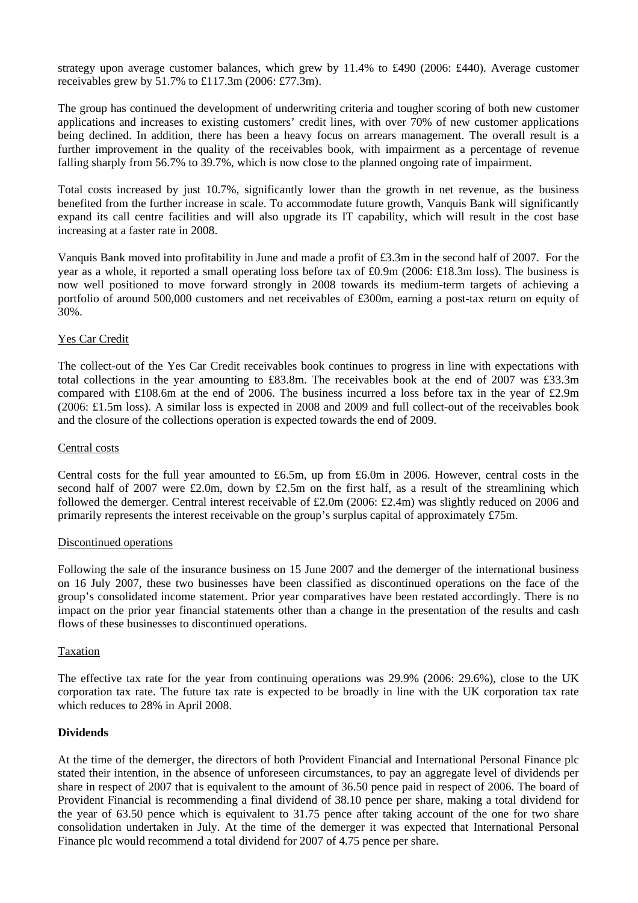strategy upon average customer balances, which grew by 11.4% to £490 (2006: £440). Average customer receivables grew by 51.7% to £117.3m (2006: £77.3m).

The group has continued the development of underwriting criteria and tougher scoring of both new customer applications and increases to existing customers' credit lines, with over 70% of new customer applications being declined. In addition, there has been a heavy focus on arrears management. The overall result is a further improvement in the quality of the receivables book, with impairment as a percentage of revenue falling sharply from 56.7% to 39.7%, which is now close to the planned ongoing rate of impairment.

Total costs increased by just 10.7%, significantly lower than the growth in net revenue, as the business benefited from the further increase in scale. To accommodate future growth, Vanquis Bank will significantly expand its call centre facilities and will also upgrade its IT capability, which will result in the cost base increasing at a faster rate in 2008.

Vanquis Bank moved into profitability in June and made a profit of £3.3m in the second half of 2007. For the year as a whole, it reported a small operating loss before tax of £0.9m (2006: £18.3m loss). The business is now well positioned to move forward strongly in 2008 towards its medium-term targets of achieving a portfolio of around 500,000 customers and net receivables of £300m, earning a post-tax return on equity of 30%.

Yes Car Credit

The collect-out of the Yes Car Credit receivables book continues to progress in line with expectations with total collections in the year amounting to £83.8m. The receivables book at the end of 2007 was £33.3m compared with £108.6m at the end of 2006. The business incurred a loss before tax in the year of £2.9m (2006: £1.5m loss). A similar loss is expected in 2008 and 2009 and full collect-out of the receivables book and the closure of the collections operation is expected towards the end of 2009.

Central costs

Central costs for the full year amounted to £6.5m, up from £6.0m in 2006. However, central costs in the second half of 2007 were £2.0m, down by £2.5m on the first half, as a result of the streamlining which followed the demerger. Central interest receivable of £2.0m (2006: £2.4m) was slightly reduced on 2006 and primarily represents the interest receivable on the group's surplus capital of approximately £75m.

Discontinued operations

Following the sale of the insurance business on 15 June 2007 and the demerger of the international business on 16 July 2007, these two businesses have been classified as discontinued operations on the face of the group's consolidated income statement. Prior year comparatives have been restated accordingly. There is no impact on the prior year financial statements other than a change in the presentation of the results and cash flows of these businesses to discontinued operations.

Taxation

The effective tax rate for the year from continuing operations was 29.9% (2006: 29.6%), close to the UK corporation tax rate. The future tax rate is expected to be broadly in line with the UK corporation tax rate which reduces to 28% in April 2008.

**Dividends**

At the time of the demerger, the directors of both Provident Financial and International Personal Finance plc stated their intention, in the absence of unforeseen circumstances, to pay an aggregate level of dividends per share in respect of 2007 that is equivalent to the amount of 36.50 pence paid in respect of 2006. The board of Provident Financial is recommending a final dividend of 38.10 pence per share, making a total dividend for the year of 63.50 pence which is equivalent to 31.75 pence after taking account of the one for two share consolidation undertaken in July. At the time of the demerger it was expected that International Personal Finance plc would recommend a total dividend for 2007 of 4.75 pence per share.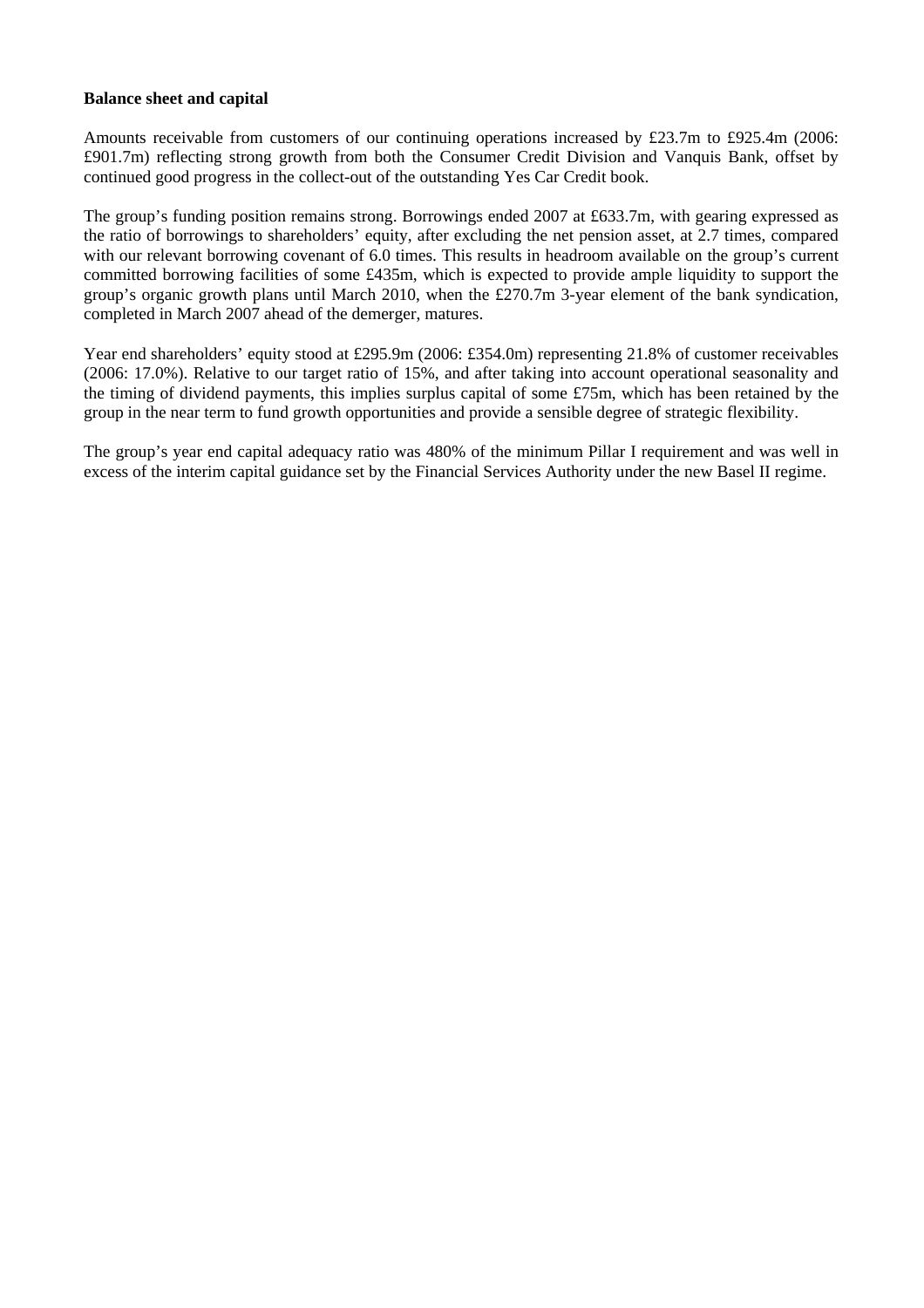**Balance sheet and capital**

Amounts receivable from customers of our continuing operations increased by £23.7m to £925.4m (2006: £901.7m) reflecting strong growth from both the Consumer Credit Division and Vanquis Bank, offset by continued good progress in the collect-out of the outstanding Yes Car Credit book.

The group's funding position remains strong. Borrowings ended 2007 at £633.7m, with gearing expressed as the ratio of borrowings to shareholders' equity, after excluding the net pension asset, at 2.7 times, compared with our relevant borrowing covenant of 6.0 times. This results in headroom available on the group's current committed borrowing facilities of some £435m, which is expected to provide ample liquidity to support the group's organic growth plans until March 2010, when the £270.7m 3-year element of the bank syndication, completed in March 2007 ahead of the demerger, matures.

Year end shareholders' equity stood at £295.9m (2006: £354.0m) representing 21.8% of customer receivables (2006: 17.0%). Relative to our target ratio of 15%, and after taking into account operational seasonality and the timing of dividend payments, this implies surplus capital of some £75m, which has been retained by the group in the near term to fund growth opportunities and provide a sensible degree of strategic flexibility.

The group's year end capital adequacy ratio was 480% of the minimum Pillar I requirement and was well in excess of the interim capital guidance set by the Financial Services Authority under the new Basel II regime.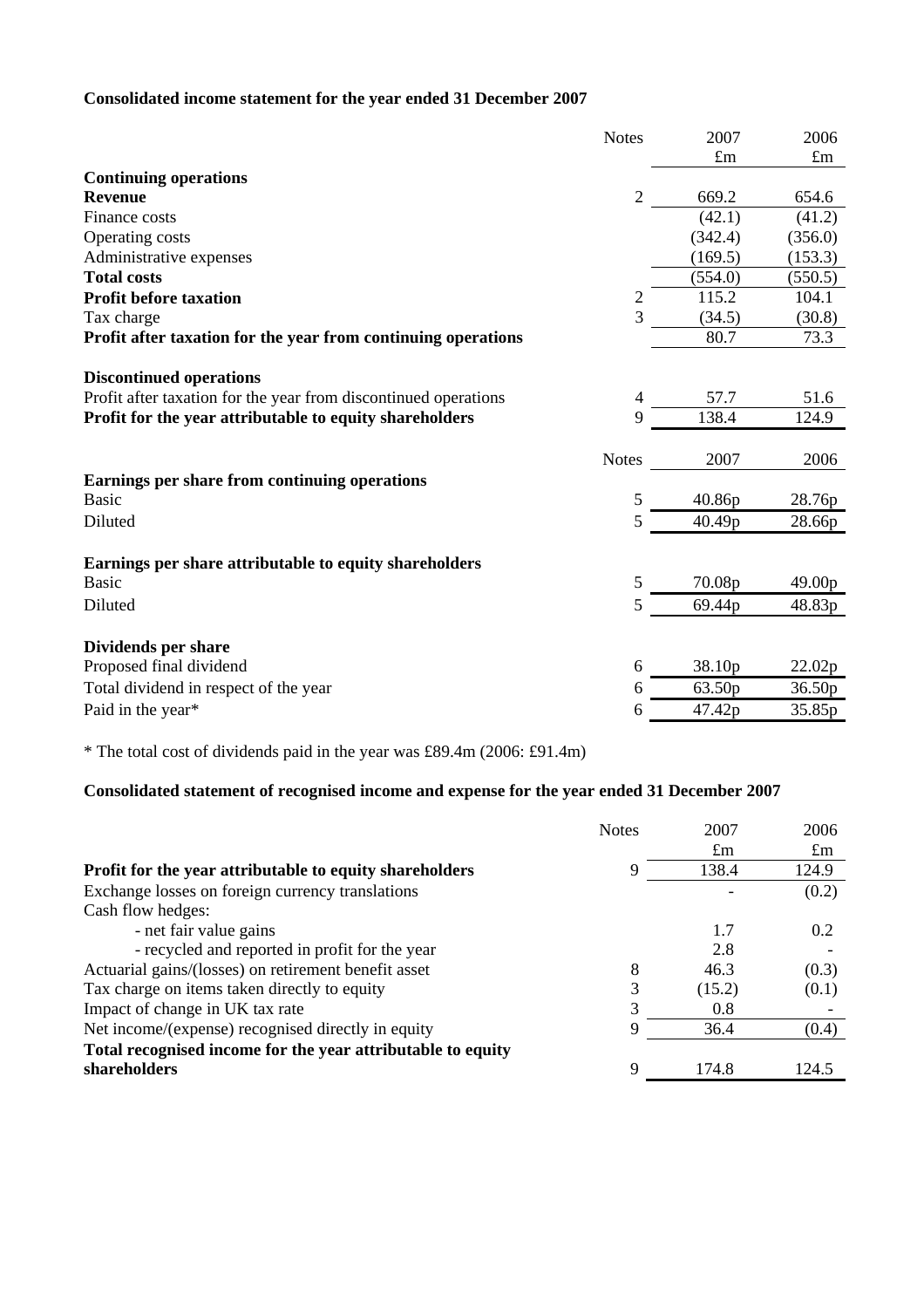**Consolidated income statement for the year ended 31 December 2007**

| | Notes | 2007 £m | 2006 £m |
|---|---|---|---|
| **Continuing operations** | | | |
| **Revenue** | 2 | 669.2 | 654.6 |
| Finance costs | | (42.1) | (41.2) |
| Operating costs | | (342.4) | (356.0) |
| Administrative expenses | | (169.5) | (153.3) |
| **Total costs** | | (554.0) | (550.5) |
| **Profit before taxation** | 2 | 115.2 | 104.1 |
| Tax charge | 3 | (34.5) | (30.8) |
| **Profit after taxation for the year from continuing operations** | | 80.7 | 73.3 |
| | | | |
| **Discontinued operations** | | | |
| Profit after taxation for the year from discontinued operations | 4 | 57.7 | 51.6 |
| **Profit for the year attributable to equity shareholders** | 9 | 138.4 | 124.9 |

| | Notes | 2007 | 2006 |
|---|---|---|---|
| **Earnings per share from continuing operations** | | | |
| Basic | 5 | 40.86p | 28.76p |
| Diluted | 5 | 40.49p | 28.66p |
| | | | |
| **Earnings per share attributable to equity shareholders** | | | |
| Basic | 5 | 70.08p | 49.00p |
| Diluted | 5 | 69.44p | 48.83p |
| | | | |
| **Dividends per share** | | | |
| Proposed final dividend | 6 | 38.10p | 22.02p |
| Total dividend in respect of the year | 6 | 63.50p | 36.50p |
| Paid in the year* | 6 | 47.42p | 35.85p |

* The total cost of dividends paid in the year was £89.4m (2006: £91.4m)

**Consolidated statement of recognised income and expense for the year ended 31 December 2007**

| | Notes | 2007 £m | 2006 £m |
|---|---|---|---|
| **Profit for the year attributable to equity shareholders** | 9 | 138.4 | 124.9 |
| Exchange losses on foreign currency translations | | - | (0.2) |
| Cash flow hedges: | | | |
| - net fair value gains | | 1.7 | 0.2 |
| - recycled and reported in profit for the year | | 2.8 | - |
| Actuarial gains/(losses) on retirement benefit asset | 8 | 46.3 | (0.3) |
| Tax charge on items taken directly to equity | 3 | (15.2) | (0.1) |
| Impact of change in UK tax rate | 3 | 0.8 | - |
| Net income/(expense) recognised directly in equity | 9 | 36.4 | (0.4) |
| **Total recognised income for the year attributable to equity shareholders** | 9 | 174.8 | 124.5 |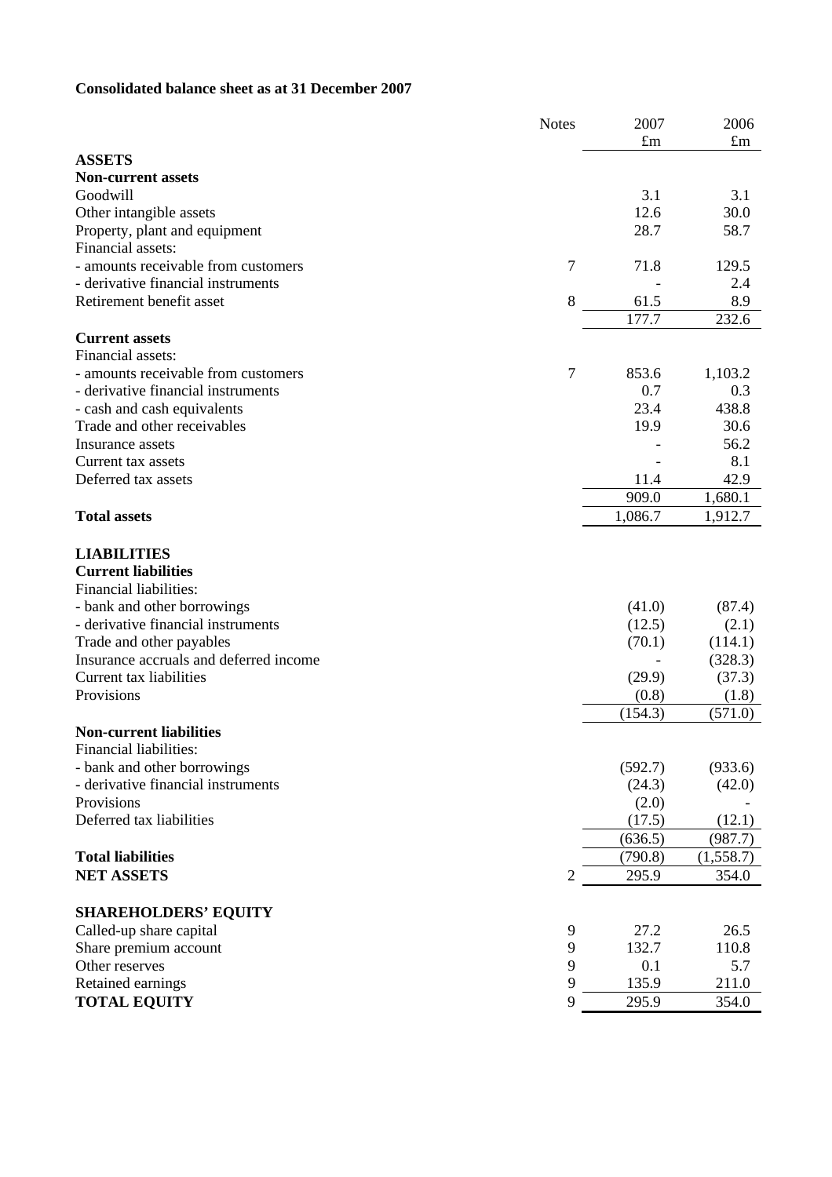**Consolidated balance sheet as at 31 December 2007**

| | Notes | 2007 £m | 2006 £m |
|---|---|---|---|
| **ASSETS** | | | |
| **Non-current assets** | | | |
| Goodwill | | 3.1 | 3.1 |
| Other intangible assets | | 12.6 | 30.0 |
| Property, plant and equipment | | 28.7 | 58.7 |
| Financial assets: | | | |
| - amounts receivable from customers | 7 | 71.8 | 129.5 |
| - derivative financial instruments | | - | 2.4 |
| Retirement benefit asset | 8 | 61.5 | 8.9 |
| | | 177.7 | 232.6 |
| **Current assets** | | | |
| Financial assets: | | | |
| - amounts receivable from customers | 7 | 853.6 | 1,103.2 |
| - derivative financial instruments | | 0.7 | 0.3 |
| - cash and cash equivalents | | 23.4 | 438.8 |
| Trade and other receivables | | 19.9 | 30.6 |
| Insurance assets | | - | 56.2 |
| Current tax assets | | - | 8.1 |
| Deferred tax assets | | 11.4 | 42.9 |
| | | 909.0 | 1,680.1 |
| **Total assets** | | 1,086.7 | 1,912.7 |
| **LIABILITIES** | | | |
| **Current liabilities** | | | |
| Financial liabilities: | | | |
| - bank and other borrowings | | (41.0) | (87.4) |
| - derivative financial instruments | | (12.5) | (2.1) |
| Trade and other payables | | (70.1) | (114.1) |
| Insurance accruals and deferred income | | - | (328.3) |
| Current tax liabilities | | (29.9) | (37.3) |
| Provisions | | (0.8) | (1.8) |
| | | (154.3) | (571.0) |
| **Non-current liabilities** | | | |
| Financial liabilities: | | | |
| - bank and other borrowings | | (592.7) | (933.6) |
| - derivative financial instruments | | (24.3) | (42.0) |
| Provisions | | (2.0) | - |
| Deferred tax liabilities | | (17.5) | (12.1) |
| | | (636.5) | (987.7) |
| **Total liabilities** | | (790.8) | (1,558.7) |
| **NET ASSETS** | 2 | 295.9 | 354.0 |
| **SHAREHOLDERS' EQUITY** | | | |
| Called-up share capital | 9 | 27.2 | 26.5 |
| Share premium account | 9 | 132.7 | 110.8 |
| Other reserves | 9 | 0.1 | 5.7 |
| Retained earnings | 9 | 135.9 | 211.0 |
| **TOTAL EQUITY** | 9 | 295.9 | 354.0 |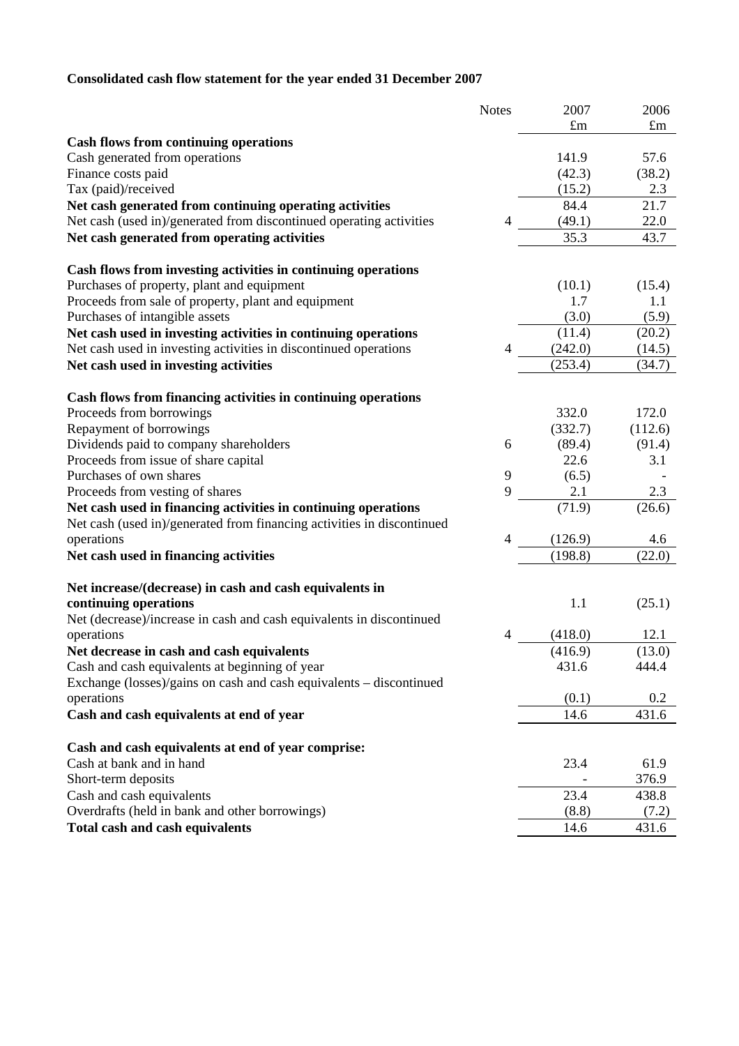**Consolidated cash flow statement for the year ended 31 December 2007**

| | Notes | 2007<br>£m | 2006<br>£m |
|---|---|---|---|
| **Cash flows from continuing operations** | | | |
| Cash generated from operations | | 141.9 | 57.6 |
| Finance costs paid | | (42.3) | (38.2) |
| Tax (paid)/received | | (15.2) | 2.3 |
| **Net cash generated from continuing operating activities** | | 84.4 | 21.7 |
| Net cash (used in)/generated from discontinued operating activities | 4 | (49.1) | 22.0 |
| **Net cash generated from operating activities** | | 35.3 | 43.7 |
| | | | |
| **Cash flows from investing activities in continuing operations** | | | |
| Purchases of property, plant and equipment | | (10.1) | (15.4) |
| Proceeds from sale of property, plant and equipment | | 1.7 | 1.1 |
| Purchases of intangible assets | | (3.0) | (5.9) |
| **Net cash used in investing activities in continuing operations** | | (11.4) | (20.2) |
| Net cash used in investing activities in discontinued operations | 4 | (242.0) | (14.5) |
| **Net cash used in investing activities** | | (253.4) | (34.7) |
| | | | |
| **Cash flows from financing activities in continuing operations** | | | |
| Proceeds from borrowings | | 332.0 | 172.0 |
| Repayment of borrowings | | (332.7) | (112.6) |
| Dividends paid to company shareholders | 6 | (89.4) | (91.4) |
| Proceeds from issue of share capital | | 22.6 | 3.1 |
| Purchases of own shares | 9 | (6.5) | - |
| Proceeds from vesting of shares | 9 | 2.1 | 2.3 |
| **Net cash used in financing activities in continuing operations** | | (71.9) | (26.6) |
| Net cash (used in)/generated from financing activities in discontinued operations | 4 | (126.9) | 4.6 |
| **Net cash used in financing activities** | | (198.8) | (22.0) |
| | | | |
| **Net increase/(decrease) in cash and cash equivalents in continuing operations** | | 1.1 | (25.1) |
| Net (decrease)/increase in cash and cash equivalents in discontinued operations | 4 | (418.0) | 12.1 |
| **Net decrease in cash and cash equivalents** | | (416.9) | (13.0) |
| Cash and cash equivalents at beginning of year | | 431.6 | 444.4 |
| Exchange (losses)/gains on cash and cash equivalents – discontinued operations | | (0.1) | 0.2 |
| **Cash and cash equivalents at end of year** | | 14.6 | 431.6 |
| | | | |
| **Cash and cash equivalents at end of year comprise:** | | | |
| Cash at bank and in hand | | 23.4 | 61.9 |
| Short-term deposits | | - | 376.9 |
| Cash and cash equivalents | | 23.4 | 438.8 |
| Overdrafts (held in bank and other borrowings) | | (8.8) | (7.2) |
| **Total cash and cash equivalents** | | 14.6 | 431.6 |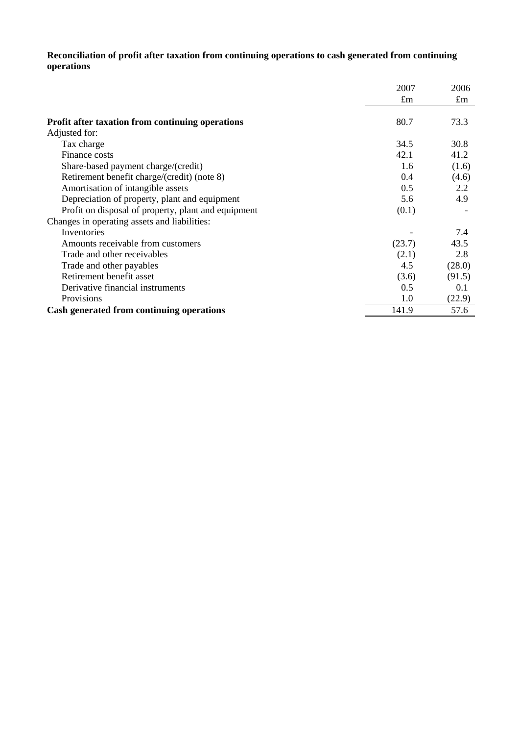**Reconciliation of profit after taxation from continuing operations to cash generated from continuing operations**

| | 2007 | 2006 |
|---|---|---|
| | £m | £m |
| **Profit after taxation from continuing operations** | 80.7 | 73.3 |
| Adjusted for: | | |
| Tax charge | 34.5 | 30.8 |
| Finance costs | 42.1 | 41.2 |
| Share-based payment charge/(credit) | 1.6 | (1.6) |
| Retirement benefit charge/(credit) (note 8) | 0.4 | (4.6) |
| Amortisation of intangible assets | 0.5 | 2.2 |
| Depreciation of property, plant and equipment | 5.6 | 4.9 |
| Profit on disposal of property, plant and equipment | (0.1) | - |
| Changes in operating assets and liabilities: | | |
| Inventories | - | 7.4 |
| Amounts receivable from customers | (23.7) | 43.5 |
| Trade and other receivables | (2.1) | 2.8 |
| Trade and other payables | 4.5 | (28.0) |
| Retirement benefit asset | (3.6) | (91.5) |
| Derivative financial instruments | 0.5 | 0.1 |
| Provisions | 1.0 | (22.9) |
| **Cash generated from continuing operations** | 141.9 | 57.6 |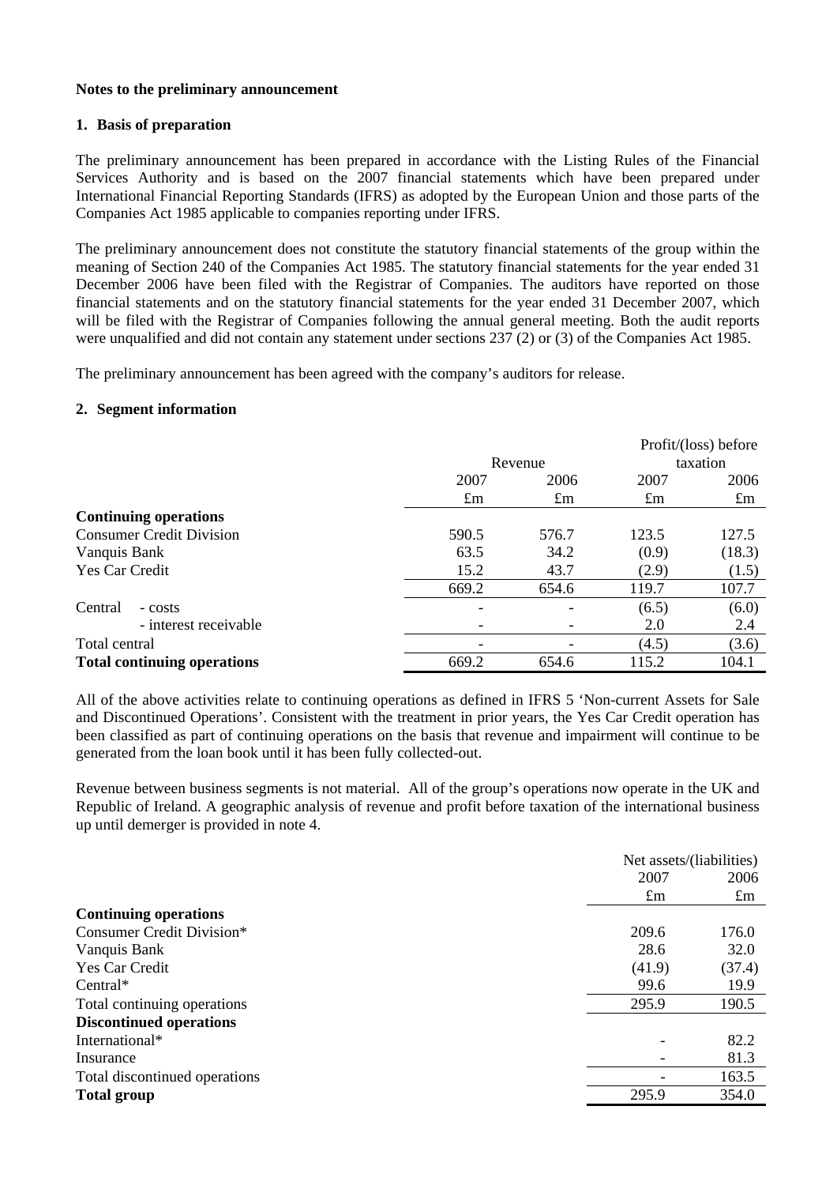**Notes to the preliminary announcement**

**1. Basis of preparation**

The preliminary announcement has been prepared in accordance with the Listing Rules of the Financial Services Authority and is based on the 2007 financial statements which have been prepared under International Financial Reporting Standards (IFRS) as adopted by the European Union and those parts of the Companies Act 1985 applicable to companies reporting under IFRS.

The preliminary announcement does not constitute the statutory financial statements of the group within the meaning of Section 240 of the Companies Act 1985. The statutory financial statements for the year ended 31 December 2006 have been filed with the Registrar of Companies. The auditors have reported on those financial statements and on the statutory financial statements for the year ended 31 December 2007, which will be filed with the Registrar of Companies following the annual general meeting. Both the audit reports were unqualified and did not contain any statement under sections 237 (2) or (3) of the Companies Act 1985.

The preliminary announcement has been agreed with the company's auditors for release.

**2. Segment information**

| | Revenue | | Profit/(loss) before taxation | |
|---|---|---|---|---|
| | 2007 | 2006 | 2007 | 2006 |
| | £m | £m | £m | £m |
| **Continuing operations** | | | | |
| Consumer Credit Division | 590.5 | 576.7 | 123.5 | 127.5 |
| Vanquis Bank | 63.5 | 34.2 | (0.9) | (18.3) |
| Yes Car Credit | 15.2 | 43.7 | (2.9) | (1.5) |
| | 669.2 | 654.6 | 119.7 | 107.7 |
| Central - costs | - | - | (6.5) | (6.0) |
| - interest receivable | - | - | 2.0 | 2.4 |
| Total central | - | - | (4.5) | (3.6) |
| **Total continuing operations** | 669.2 | 654.6 | 115.2 | 104.1 |

All of the above activities relate to continuing operations as defined in IFRS 5 'Non-current Assets for Sale and Discontinued Operations'. Consistent with the treatment in prior years, the Yes Car Credit operation has been classified as part of continuing operations on the basis that revenue and impairment will continue to be generated from the loan book until it has been fully collected-out.

Revenue between business segments is not material. All of the group's operations now operate in the UK and Republic of Ireland. A geographic analysis of revenue and profit before taxation of the international business up until demerger is provided in note 4.

| | Net assets/(liabilities) | |
|---|---|---|
| | 2007 | 2006 |
| | £m | £m |
| **Continuing operations** | | |
| Consumer Credit Division* | 209.6 | 176.0 |
| Vanquis Bank | 28.6 | 32.0 |
| Yes Car Credit | (41.9) | (37.4) |
| Central* | 99.6 | 19.9 |
| Total continuing operations | 295.9 | 190.5 |
| **Discontinued operations** | | |
| International* | - | 82.2 |
| Insurance | - | 81.3 |
| Total discontinued operations | - | 163.5 |
| **Total group** | 295.9 | 354.0 |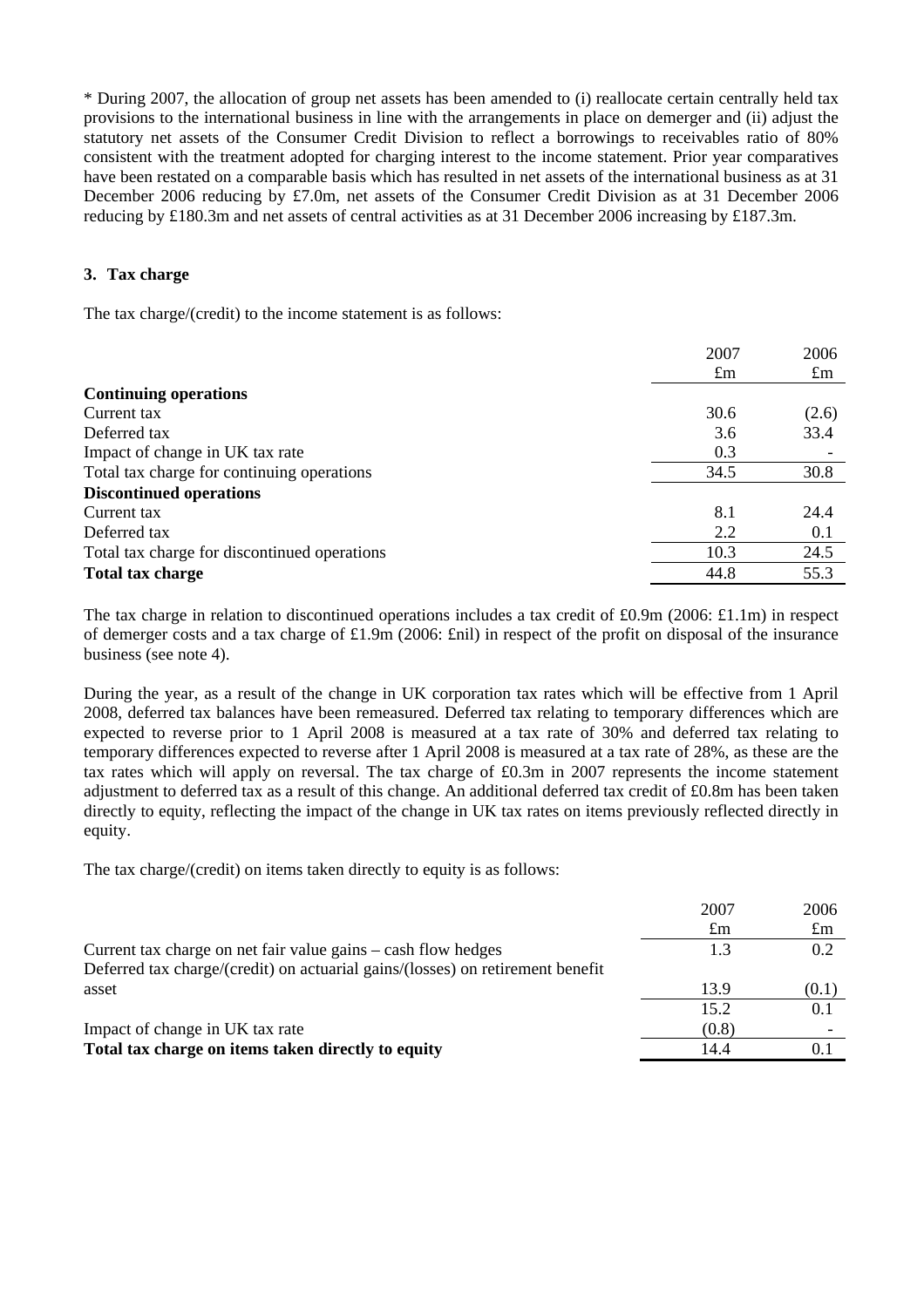* During 2007, the allocation of group net assets has been amended to (i) reallocate certain centrally held tax provisions to the international business in line with the arrangements in place on demerger and (ii) adjust the statutory net assets of the Consumer Credit Division to reflect a borrowings to receivables ratio of 80% consistent with the treatment adopted for charging interest to the income statement. Prior year comparatives have been restated on a comparable basis which has resulted in net assets of the international business as at 31 December 2006 reducing by £7.0m, net assets of the Consumer Credit Division as at 31 December 2006 reducing by £180.3m and net assets of central activities as at 31 December 2006 increasing by £187.3m.

## 3. Tax charge

The tax charge/(credit) to the income statement is as follows:

| | 2007 £m | 2006 £m |
|---|---|---|
| **Continuing operations** | | |
| Current tax | 30.6 | (2.6) |
| Deferred tax | 3.6 | 33.4 |
| Impact of change in UK tax rate | 0.3 | - |
| Total tax charge for continuing operations | 34.5 | 30.8 |
| **Discontinued operations** | | |
| Current tax | 8.1 | 24.4 |
| Deferred tax | 2.2 | 0.1 |
| Total tax charge for discontinued operations | 10.3 | 24.5 |
| **Total tax charge** | 44.8 | 55.3 |

The tax charge in relation to discontinued operations includes a tax credit of £0.9m (2006: £1.1m) in respect of demerger costs and a tax charge of £1.9m (2006: £nil) in respect of the profit on disposal of the insurance business (see note 4).

During the year, as a result of the change in UK corporation tax rates which will be effective from 1 April 2008, deferred tax balances have been remeasured. Deferred tax relating to temporary differences which are expected to reverse prior to 1 April 2008 is measured at a tax rate of 30% and deferred tax relating to temporary differences expected to reverse after 1 April 2008 is measured at a tax rate of 28%, as these are the tax rates which will apply on reversal. The tax charge of £0.3m in 2007 represents the income statement adjustment to deferred tax as a result of this change. An additional deferred tax credit of £0.8m has been taken directly to equity, reflecting the impact of the change in UK tax rates on items previously reflected directly in equity.

The tax charge/(credit) on items taken directly to equity is as follows:

| | 2007 £m | 2006 £m |
|---|---|---|
| Current tax charge on net fair value gains – cash flow hedges | 1.3 | 0.2 |
| Deferred tax charge/(credit) on actuarial gains/(losses) on retirement benefit asset | 13.9 | (0.1) |
| | 15.2 | 0.1 |
| Impact of change in UK tax rate | (0.8) | - |
| **Total tax charge on items taken directly to equity** | 14.4 | 0.1 |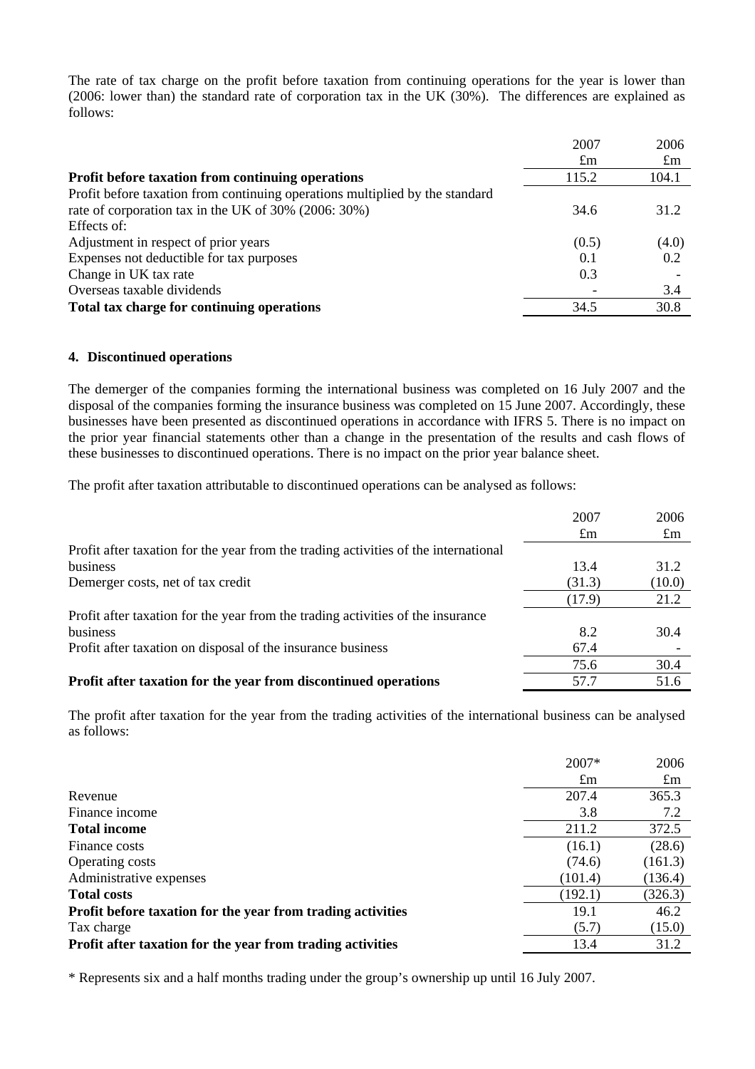The rate of tax charge on the profit before taxation from continuing operations for the year is lower than (2006: lower than) the standard rate of corporation tax in the UK (30%). The differences are explained as follows:

| | 2007 | 2006 |
|---|---|---|
| | £m | £m |
| **Profit before taxation from continuing operations** | 115.2 | 104.1 |
| Profit before taxation from continuing operations multiplied by the standard rate of corporation tax in the UK of 30% (2006: 30%) | 34.6 | 31.2 |
| Effects of: | | |
| Adjustment in respect of prior years | (0.5) | (4.0) |
| Expenses not deductible for tax purposes | 0.1 | 0.2 |
| Change in UK tax rate | 0.3 | - |
| Overseas taxable dividends | - | 3.4 |
| **Total tax charge for continuing operations** | 34.5 | 30.8 |

## 4. Discontinued operations

The demerger of the companies forming the international business was completed on 16 July 2007 and the disposal of the companies forming the insurance business was completed on 15 June 2007. Accordingly, these businesses have been presented as discontinued operations in accordance with IFRS 5. There is no impact on the prior year financial statements other than a change in the presentation of the results and cash flows of these businesses to discontinued operations. There is no impact on the prior year balance sheet.

The profit after taxation attributable to discontinued operations can be analysed as follows:

| | 2007 | 2006 |
|---|---|---|
| | £m | £m |
| Profit after taxation for the year from the trading activities of the international business | 13.4 | 31.2 |
| Demerger costs, net of tax credit | (31.3) | (10.0) |
| | (17.9) | 21.2 |
| Profit after taxation for the year from the trading activities of the insurance business | 8.2 | 30.4 |
| Profit after taxation on disposal of the insurance business | 67.4 | - |
| | 75.6 | 30.4 |
| **Profit after taxation for the year from discontinued operations** | 57.7 | 51.6 |

The profit after taxation for the year from the trading activities of the international business can be analysed as follows:

| | 2007* | 2006 |
|---|---|---|
| | £m | £m |
| Revenue | 207.4 | 365.3 |
| Finance income | 3.8 | 7.2 |
| **Total income** | 211.2 | 372.5 |
| Finance costs | (16.1) | (28.6) |
| Operating costs | (74.6) | (161.3) |
| Administrative expenses | (101.4) | (136.4) |
| **Total costs** | (192.1) | (326.3) |
| **Profit before taxation for the year from trading activities** | 19.1 | 46.2 |
| Tax charge | (5.7) | (15.0) |
| **Profit after taxation for the year from trading activities** | 13.4 | 31.2 |

\* Represents six and a half months trading under the group's ownership up until 16 July 2007.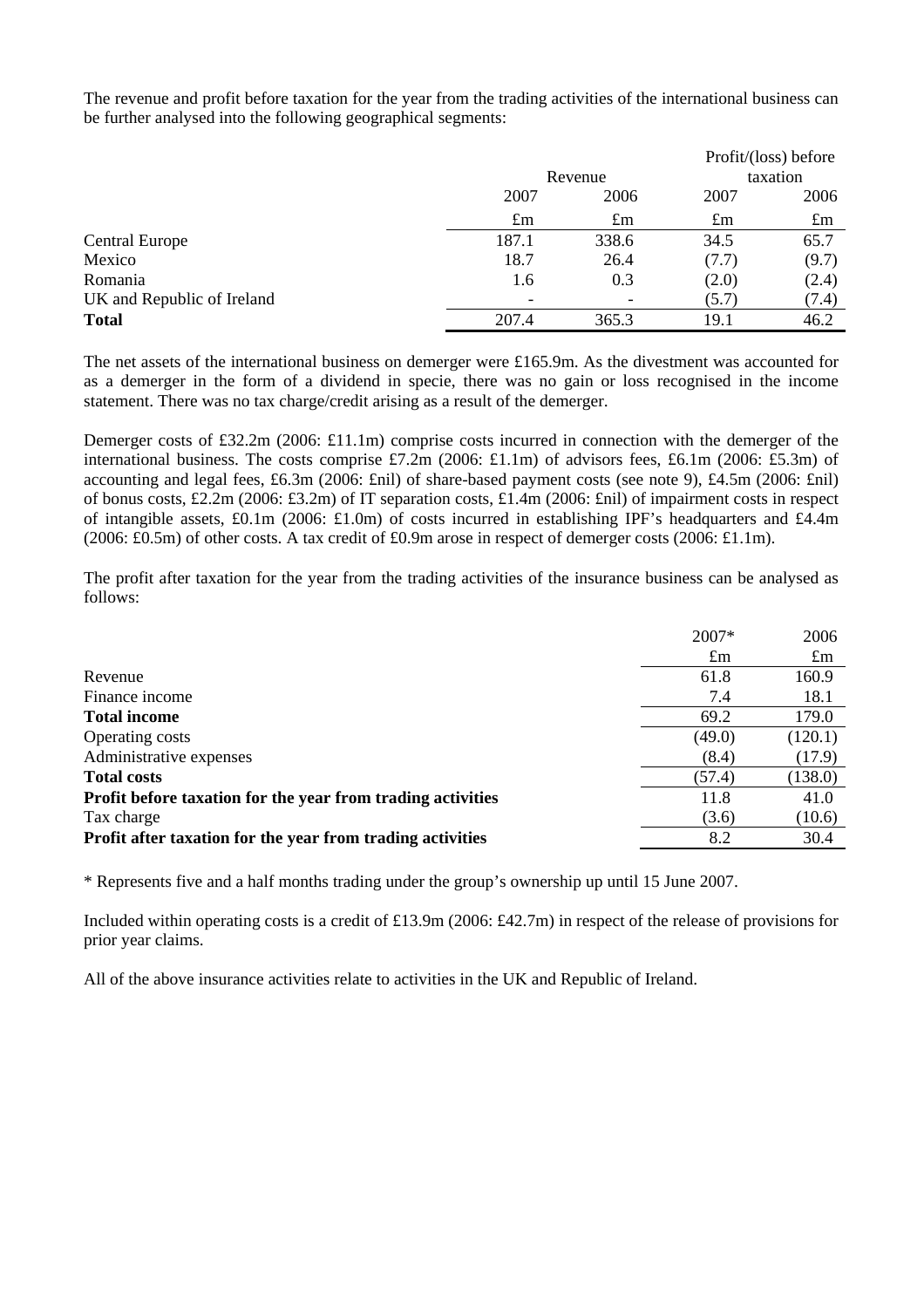The revenue and profit before taxation for the year from the trading activities of the international business can be further analysed into the following geographical segments:

| | Revenue | | Profit/(loss) before taxation | |
|---|---|---|---|---|
| | 2007 | 2006 | 2007 | 2006 |
| | £m | £m | £m | £m |
| Central Europe | 187.1 | 338.6 | 34.5 | 65.7 |
| Mexico | 18.7 | 26.4 | (7.7) | (9.7) |
| Romania | 1.6 | 0.3 | (2.0) | (2.4) |
| UK and Republic of Ireland | - | - | (5.7) | (7.4) |
| **Total** | 207.4 | 365.3 | 19.1 | 46.2 |

The net assets of the international business on demerger were £165.9m. As the divestment was accounted for as a demerger in the form of a dividend in specie, there was no gain or loss recognised in the income statement. There was no tax charge/credit arising as a result of the demerger.

Demerger costs of £32.2m (2006: £11.1m) comprise costs incurred in connection with the demerger of the international business. The costs comprise £7.2m (2006: £1.1m) of advisors fees, £6.1m (2006: £5.3m) of accounting and legal fees, £6.3m (2006: £nil) of share-based payment costs (see note 9), £4.5m (2006: £nil) of bonus costs, £2.2m (2006: £3.2m) of IT separation costs, £1.4m (2006: £nil) of impairment costs in respect of intangible assets, £0.1m (2006: £1.0m) of costs incurred in establishing IPF's headquarters and £4.4m (2006: £0.5m) of other costs. A tax credit of £0.9m arose in respect of demerger costs (2006: £1.1m).

The profit after taxation for the year from the trading activities of the insurance business can be analysed as follows:

| | 2007* | 2006 |
|---|---|---|
| | £m | £m |
| Revenue | 61.8 | 160.9 |
| Finance income | 7.4 | 18.1 |
| **Total income** | 69.2 | 179.0 |
| Operating costs | (49.0) | (120.1) |
| Administrative expenses | (8.4) | (17.9) |
| **Total costs** | (57.4) | (138.0) |
| **Profit before taxation for the year from trading activities** | 11.8 | 41.0 |
| Tax charge | (3.6) | (10.6) |
| **Profit after taxation for the year from trading activities** | 8.2 | 30.4 |

\* Represents five and a half months trading under the group's ownership up until 15 June 2007.

Included within operating costs is a credit of £13.9m (2006: £42.7m) in respect of the release of provisions for prior year claims.

All of the above insurance activities relate to activities in the UK and Republic of Ireland.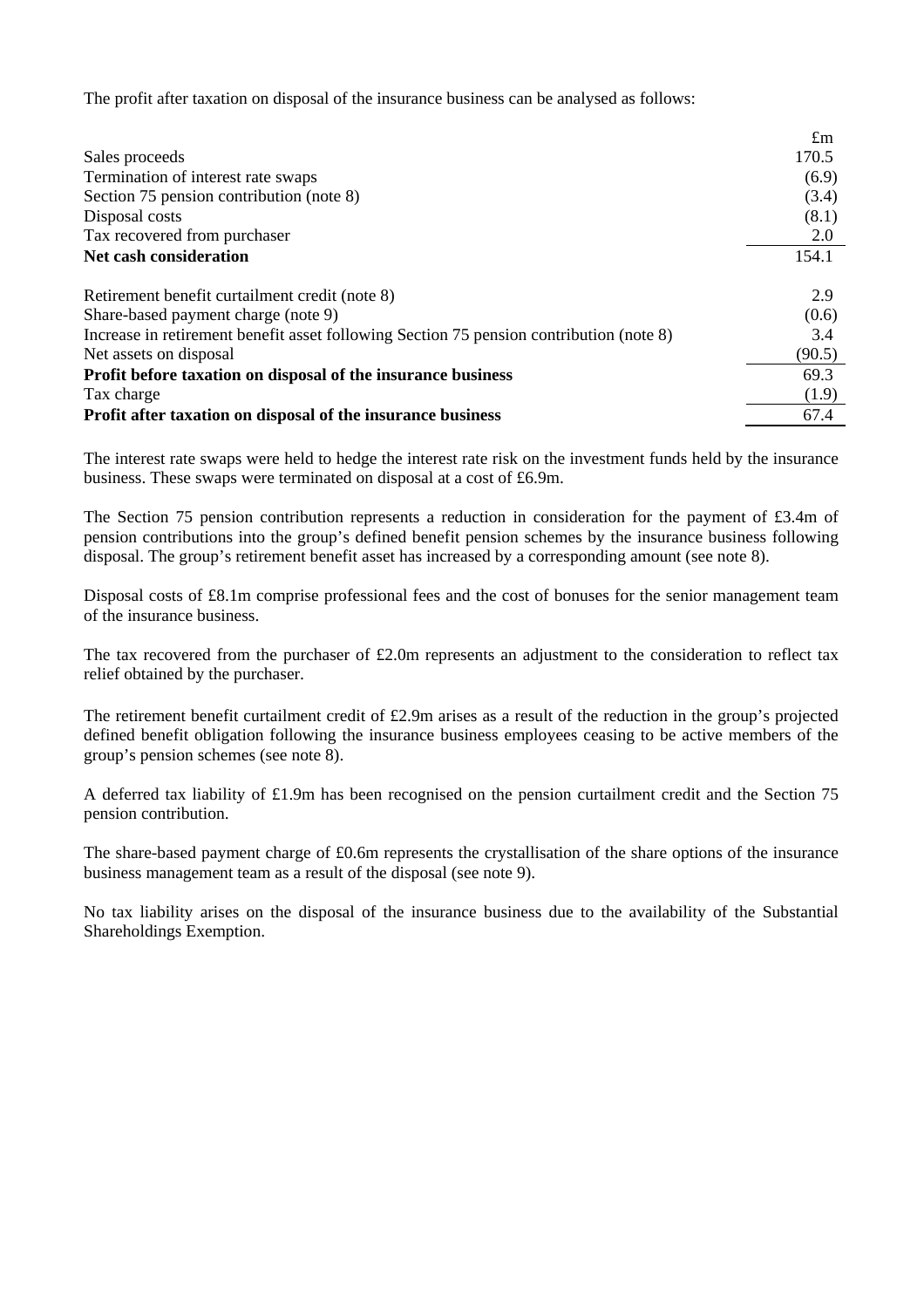The profit after taxation on disposal of the insurance business can be analysed as follows:

| | £m |
|---|---|
| Sales proceeds | 170.5 |
| Termination of interest rate swaps | (6.9) |
| Section 75 pension contribution (note 8) | (3.4) |
| Disposal costs | (8.1) |
| Tax recovered from purchaser | 2.0 |
| **Net cash consideration** | 154.1 |
| | |
| Retirement benefit curtailment credit (note 8) | 2.9 |
| Share-based payment charge (note 9) | (0.6) |
| Increase in retirement benefit asset following Section 75 pension contribution (note 8) | 3.4 |
| Net assets on disposal | (90.5) |
| **Profit before taxation on disposal of the insurance business** | 69.3 |
| Tax charge | (1.9) |
| **Profit after taxation on disposal of the insurance business** | 67.4 |

The interest rate swaps were held to hedge the interest rate risk on the investment funds held by the insurance business. These swaps were terminated on disposal at a cost of £6.9m.

The Section 75 pension contribution represents a reduction in consideration for the payment of £3.4m of pension contributions into the group's defined benefit pension schemes by the insurance business following disposal. The group's retirement benefit asset has increased by a corresponding amount (see note 8).

Disposal costs of £8.1m comprise professional fees and the cost of bonuses for the senior management team of the insurance business.

The tax recovered from the purchaser of £2.0m represents an adjustment to the consideration to reflect tax relief obtained by the purchaser.

The retirement benefit curtailment credit of £2.9m arises as a result of the reduction in the group's projected defined benefit obligation following the insurance business employees ceasing to be active members of the group's pension schemes (see note 8).

A deferred tax liability of £1.9m has been recognised on the pension curtailment credit and the Section 75 pension contribution.

The share-based payment charge of £0.6m represents the crystallisation of the share options of the insurance business management team as a result of the disposal (see note 9).

No tax liability arises on the disposal of the insurance business due to the availability of the Substantial Shareholdings Exemption.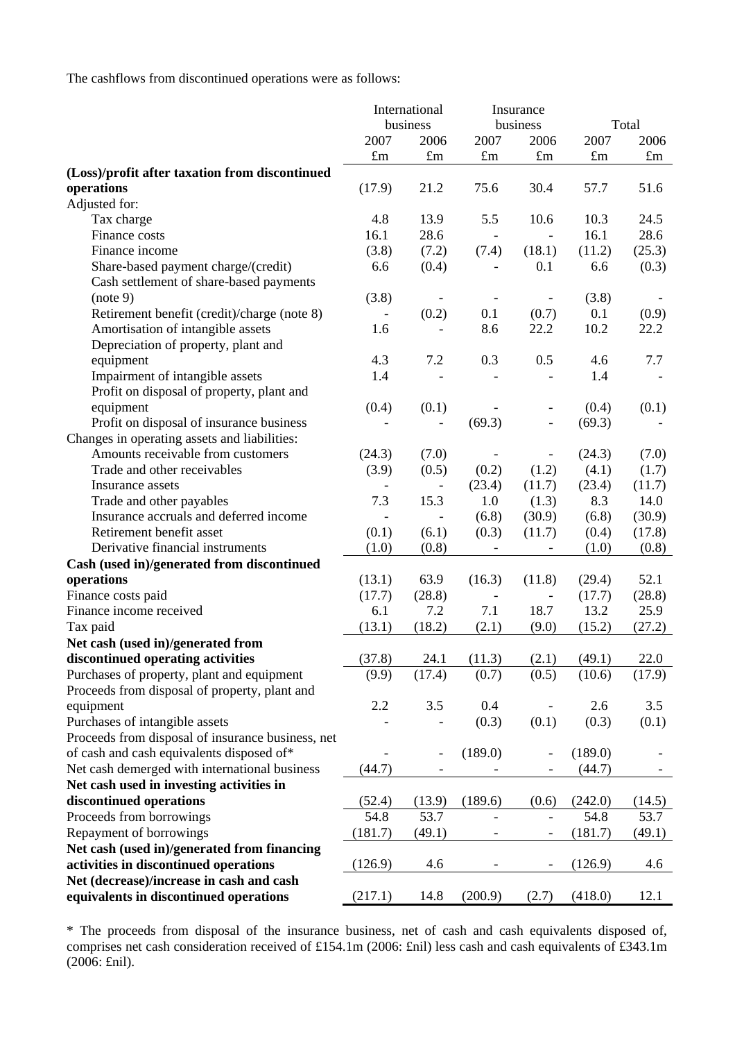The cashflows from discontinued operations were as follows:

| | International business | | Insurance business | | Total | |
|---|---|---|---|---|---|---|
| | 2007 | 2006 | 2007 | 2006 | 2007 | 2006 |
| | £m | £m | £m | £m | £m | £m |
| **(Loss)/profit after taxation from discontinued operations** | (17.9) | 21.2 | 75.6 | 30.4 | 57.7 | 51.6 |
| Adjusted for: | | | | | | |
| Tax charge | 4.8 | 13.9 | 5.5 | 10.6 | 10.3 | 24.5 |
| Finance costs | 16.1 | 28.6 | - | - | 16.1 | 28.6 |
| Finance income | (3.8) | (7.2) | (7.4) | (18.1) | (11.2) | (25.3) |
| Share-based payment charge/(credit) | 6.6 | (0.4) | - | 0.1 | 6.6 | (0.3) |
| Cash settlement of share-based payments (note 9) | (3.8) | - | - | - | (3.8) | - |
| Retirement benefit (credit)/charge (note 8) | - | (0.2) | 0.1 | (0.7) | 0.1 | (0.9) |
| Amortisation of intangible assets | 1.6 | - | 8.6 | 22.2 | 10.2 | 22.2 |
| Depreciation of property, plant and equipment | 4.3 | 7.2 | 0.3 | 0.5 | 4.6 | 7.7 |
| Impairment of intangible assets | 1.4 | - | - | - | 1.4 | - |
| Profit on disposal of property, plant and equipment | (0.4) | (0.1) | - | - | (0.4) | (0.1) |
| Profit on disposal of insurance business | - | - | (69.3) | - | (69.3) | - |
| Changes in operating assets and liabilities: | | | | | | |
| Amounts receivable from customers | (24.3) | (7.0) | - | - | (24.3) | (7.0) |
| Trade and other receivables | (3.9) | (0.5) | (0.2) | (1.2) | (4.1) | (1.7) |
| Insurance assets | - | - | (23.4) | (11.7) | (23.4) | (11.7) |
| Trade and other payables | 7.3 | 15.3 | 1.0 | (1.3) | 8.3 | 14.0 |
| Insurance accruals and deferred income | - | - | (6.8) | (30.9) | (6.8) | (30.9) |
| Retirement benefit asset | (0.1) | (6.1) | (0.3) | (11.7) | (0.4) | (17.8) |
| Derivative financial instruments | (1.0) | (0.8) | - | - | (1.0) | (0.8) |
| **Cash (used in)/generated from discontinued operations** | (13.1) | 63.9 | (16.3) | (11.8) | (29.4) | 52.1 |
| Finance costs paid | (17.7) | (28.8) | - | - | (17.7) | (28.8) |
| Finance income received | 6.1 | 7.2 | 7.1 | 18.7 | 13.2 | 25.9 |
| Tax paid | (13.1) | (18.2) | (2.1) | (9.0) | (15.2) | (27.2) |
| **Net cash (used in)/generated from discontinued operating activities** | (37.8) | 24.1 | (11.3) | (2.1) | (49.1) | 22.0 |
| Purchases of property, plant and equipment | (9.9) | (17.4) | (0.7) | (0.5) | (10.6) | (17.9) |
| Proceeds from disposal of property, plant and equipment | 2.2 | 3.5 | 0.4 | - | 2.6 | 3.5 |
| Purchases of intangible assets | - | - | (0.3) | (0.1) | (0.3) | (0.1) |
| Proceeds from disposal of insurance business, net of cash and cash equivalents disposed of* | - | - | (189.0) | - | (189.0) | - |
| Net cash demerged with international business | (44.7) | - | - | - | (44.7) | - |
| **Net cash used in investing activities in discontinued operations** | (52.4) | (13.9) | (189.6) | (0.6) | (242.0) | (14.5) |
| Proceeds from borrowings | 54.8 | 53.7 | - | - | 54.8 | 53.7 |
| Repayment of borrowings | (181.7) | (49.1) | - | - | (181.7) | (49.1) |
| **Net cash (used in)/generated from financing activities in discontinued operations** | (126.9) | 4.6 | - | - | (126.9) | 4.6 |
| **Net (decrease)/increase in cash and cash equivalents in discontinued operations** | (217.1) | 14.8 | (200.9) | (2.7) | (418.0) | 12.1 |

* The proceeds from disposal of the insurance business, net of cash and cash equivalents disposed of, comprises net cash consideration received of £154.1m (2006: £nil) less cash and cash equivalents of £343.1m (2006: £nil).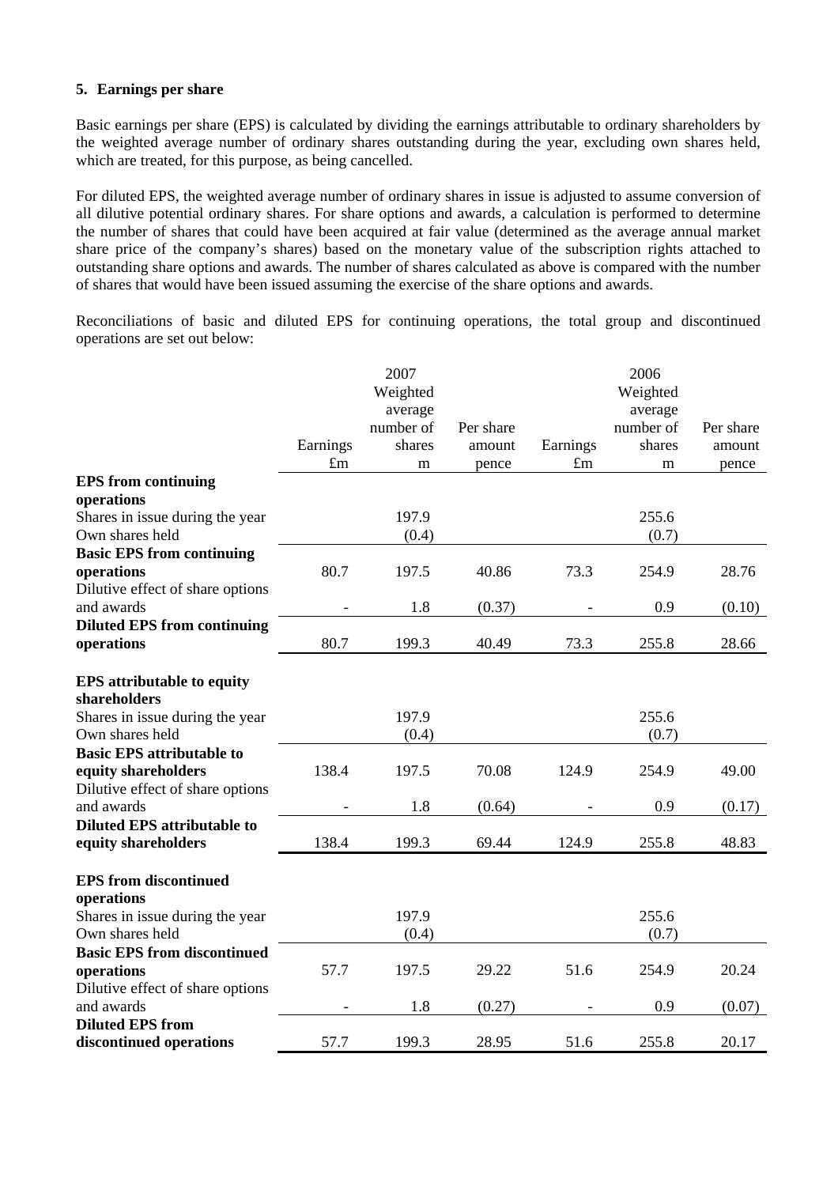**5. Earnings per share**

Basic earnings per share (EPS) is calculated by dividing the earnings attributable to ordinary shareholders by the weighted average number of ordinary shares outstanding during the year, excluding own shares held, which are treated, for this purpose, as being cancelled.

For diluted EPS, the weighted average number of ordinary shares in issue is adjusted to assume conversion of all dilutive potential ordinary shares. For share options and awards, a calculation is performed to determine the number of shares that could have been acquired at fair value (determined as the average annual market share price of the company's shares) based on the monetary value of the subscription rights attached to outstanding share options and awards. The number of shares calculated as above is compared with the number of shares that would have been issued assuming the exercise of the share options and awards.

Reconciliations of basic and diluted EPS for continuing operations, the total group and discontinued operations are set out below:

| | 2007 | | | 2006 | | |
|---|---|---|---|---|---|---|
| | Earnings £m | Weighted average number of shares m | Per share amount pence | Earnings £m | Weighted average number of shares m | Per share amount pence |
| **EPS from continuing operations** | | | | | | |
| Shares in issue during the year | | 197.9 | | | 255.6 | |
| Own shares held | | (0.4) | | | (0.7) | |
| **Basic EPS from continuing operations** | 80.7 | 197.5 | 40.86 | 73.3 | 254.9 | 28.76 |
| Dilutive effect of share options and awards | - | 1.8 | (0.37) | - | 0.9 | (0.10) |
| **Diluted EPS from continuing operations** | 80.7 | 199.3 | 40.49 | 73.3 | 255.8 | 28.66 |
| **EPS attributable to equity shareholders** | | | | | | |
| Shares in issue during the year | | 197.9 | | | 255.6 | |
| Own shares held | | (0.4) | | | (0.7) | |
| **Basic EPS attributable to equity shareholders** | 138.4 | 197.5 | 70.08 | 124.9 | 254.9 | 49.00 |
| Dilutive effect of share options and awards | - | 1.8 | (0.64) | - | 0.9 | (0.17) |
| **Diluted EPS attributable to equity shareholders** | 138.4 | 199.3 | 69.44 | 124.9 | 255.8 | 48.83 |
| **EPS from discontinued operations** | | | | | | |
| Shares in issue during the year | | 197.9 | | | 255.6 | |
| Own shares held | | (0.4) | | | (0.7) | |
| **Basic EPS from discontinued operations** | 57.7 | 197.5 | 29.22 | 51.6 | 254.9 | 20.24 |
| Dilutive effect of share options and awards | - | 1.8 | (0.27) | - | 0.9 | (0.07) |
| **Diluted EPS from discontinued operations** | 57.7 | 199.3 | 28.95 | 51.6 | 255.8 | 20.17 |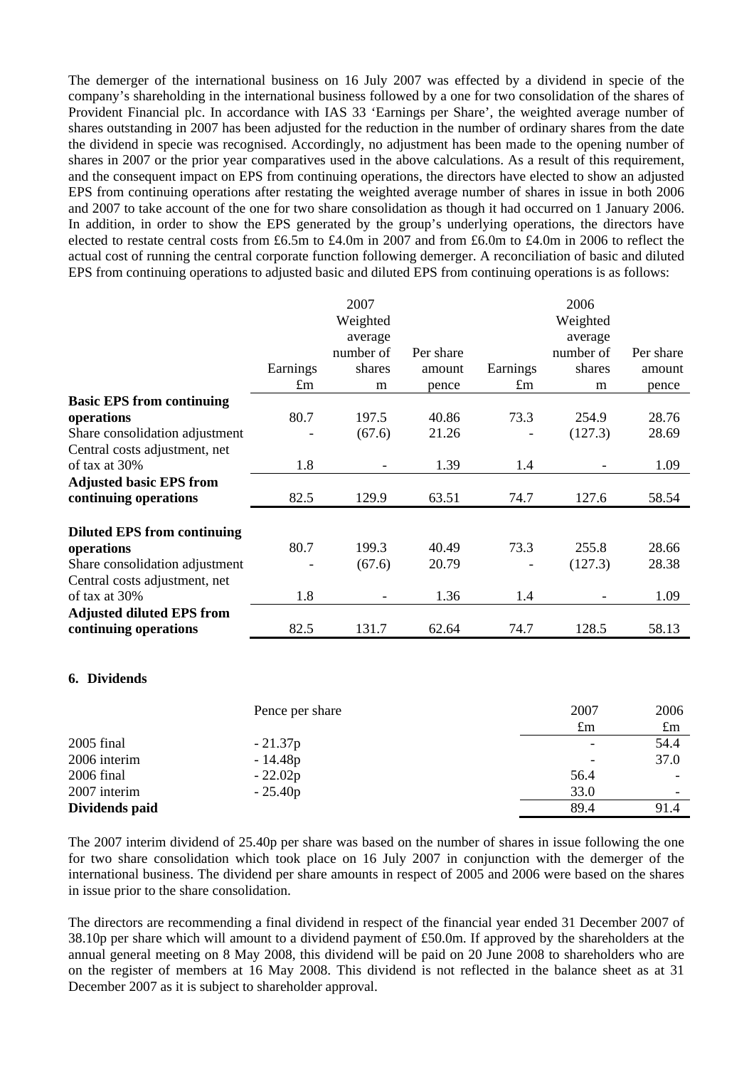The demerger of the international business on 16 July 2007 was effected by a dividend in specie of the company's shareholding in the international business followed by a one for two consolidation of the shares of Provident Financial plc. In accordance with IAS 33 'Earnings per Share', the weighted average number of shares outstanding in 2007 has been adjusted for the reduction in the number of ordinary shares from the date the dividend in specie was recognised. Accordingly, no adjustment has been made to the opening number of shares in 2007 or the prior year comparatives used in the above calculations. As a result of this requirement, and the consequent impact on EPS from continuing operations, the directors have elected to show an adjusted EPS from continuing operations after restating the weighted average number of shares in issue in both 2006 and 2007 to take account of the one for two share consolidation as though it had occurred on 1 January 2006. In addition, in order to show the EPS generated by the group's underlying operations, the directors have elected to restate central costs from £6.5m to £4.0m in 2007 and from £6.0m to £4.0m in 2006 to reflect the actual cost of running the central corporate function following demerger. A reconciliation of basic and diluted EPS from continuing operations to adjusted basic and diluted EPS from continuing operations is as follows:

| | 2007 Earnings £m | 2007 Weighted average number of shares m | 2007 Per share amount pence | 2006 Earnings £m | 2006 Weighted average number of shares m | 2006 Per share amount pence |
|---|---|---|---|---|---|---|
| **Basic EPS from continuing operations** | 80.7 | 197.5 | 40.86 | 73.3 | 254.9 | 28.76 |
| Share consolidation adjustment | - | (67.6) | 21.26 | - | (127.3) | 28.69 |
| Central costs adjustment, net of tax at 30% | 1.8 | - | 1.39 | 1.4 | - | 1.09 |
| **Adjusted basic EPS from continuing operations** | 82.5 | 129.9 | 63.51 | 74.7 | 127.6 | 58.54 |
| | | | | | | |
| **Diluted EPS from continuing operations** | 80.7 | 199.3 | 40.49 | 73.3 | 255.8 | 28.66 |
| Share consolidation adjustment | - | (67.6) | 20.79 | - | (127.3) | 28.38 |
| Central costs adjustment, net of tax at 30% | 1.8 | - | 1.36 | 1.4 | - | 1.09 |
| **Adjusted diluted EPS from continuing operations** | 82.5 | 131.7 | 62.64 | 74.7 | 128.5 | 58.13 |

## 6. Dividends

| | Pence per share | 2007 £m | 2006 £m |
|---|---|---|---|
| 2005 final | - 21.37p | - | 54.4 |
| 2006 interim | - 14.48p | - | 37.0 |
| 2006 final | - 22.02p | 56.4 | - |
| 2007 interim | - 25.40p | 33.0 | - |
| **Dividends paid** | | 89.4 | 91.4 |

The 2007 interim dividend of 25.40p per share was based on the number of shares in issue following the one for two share consolidation which took place on 16 July 2007 in conjunction with the demerger of the international business. The dividend per share amounts in respect of 2005 and 2006 were based on the shares in issue prior to the share consolidation.

The directors are recommending a final dividend in respect of the financial year ended 31 December 2007 of 38.10p per share which will amount to a dividend payment of £50.0m. If approved by the shareholders at the annual general meeting on 8 May 2008, this dividend will be paid on 20 June 2008 to shareholders who are on the register of members at 16 May 2008. This dividend is not reflected in the balance sheet as at 31 December 2007 as it is subject to shareholder approval.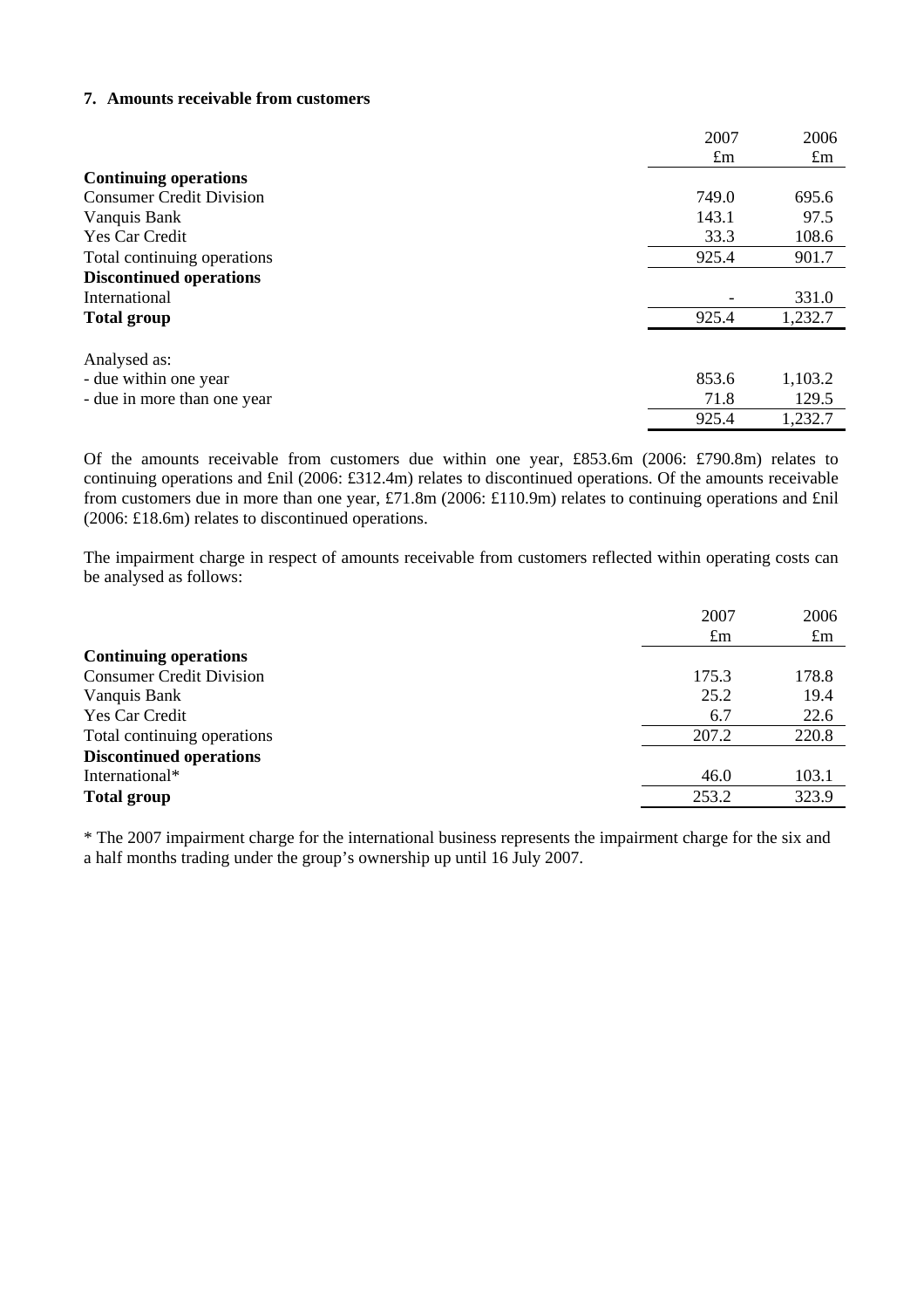### 7. Amounts receivable from customers

| | 2007 | 2006 |
|---|---|---|
| | £m | £m |
| **Continuing operations** | | |
| Consumer Credit Division | 749.0 | 695.6 |
| Vanquis Bank | 143.1 | 97.5 |
| Yes Car Credit | 33.3 | 108.6 |
| Total continuing operations | 925.4 | 901.7 |
| **Discontinued operations** | | |
| International | - | 331.0 |
| **Total group** | 925.4 | 1,232.7 |
| | | |
| Analysed as: | | |
| - due within one year | 853.6 | 1,103.2 |
| - due in more than one year | 71.8 | 129.5 |
| | 925.4 | 1,232.7 |

Of the amounts receivable from customers due within one year, £853.6m (2006: £790.8m) relates to continuing operations and £nil (2006: £312.4m) relates to discontinued operations. Of the amounts receivable from customers due in more than one year, £71.8m (2006: £110.9m) relates to continuing operations and £nil (2006: £18.6m) relates to discontinued operations.

The impairment charge in respect of amounts receivable from customers reflected within operating costs can be analysed as follows:

| | 2007 | 2006 |
|---|---|---|
| | £m | £m |
| **Continuing operations** | | |
| Consumer Credit Division | 175.3 | 178.8 |
| Vanquis Bank | 25.2 | 19.4 |
| Yes Car Credit | 6.7 | 22.6 |
| Total continuing operations | 207.2 | 220.8 |
| **Discontinued operations** | | |
| International* | 46.0 | 103.1 |
| **Total group** | 253.2 | 323.9 |

* The 2007 impairment charge for the international business represents the impairment charge for the six and a half months trading under the group's ownership up until 16 July 2007.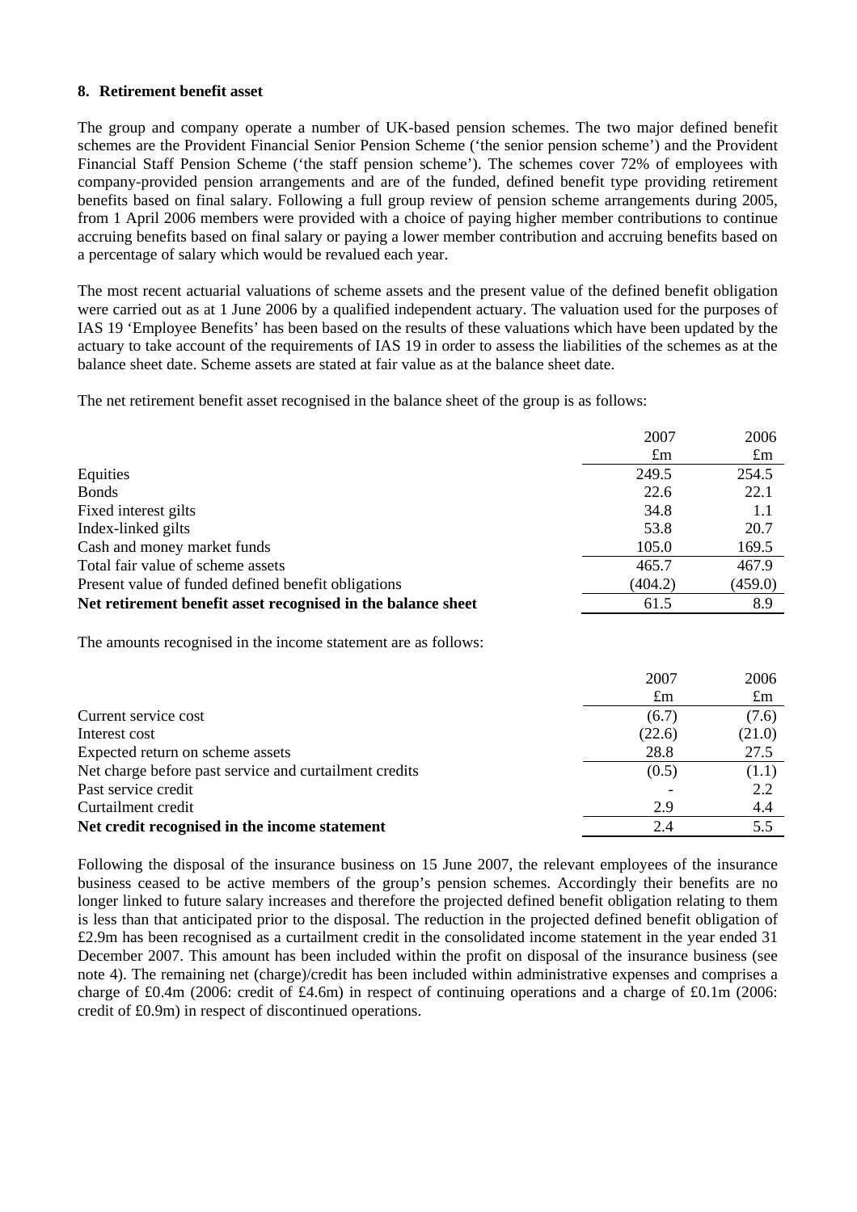### 8. Retirement benefit asset

The group and company operate a number of UK-based pension schemes. The two major defined benefit schemes are the Provident Financial Senior Pension Scheme ('the senior pension scheme') and the Provident Financial Staff Pension Scheme ('the staff pension scheme'). The schemes cover 72% of employees with company-provided pension arrangements and are of the funded, defined benefit type providing retirement benefits based on final salary. Following a full group review of pension scheme arrangements during 2005, from 1 April 2006 members were provided with a choice of paying higher member contributions to continue accruing benefits based on final salary or paying a lower member contribution and accruing benefits based on a percentage of salary which would be revalued each year.

The most recent actuarial valuations of scheme assets and the present value of the defined benefit obligation were carried out as at 1 June 2006 by a qualified independent actuary. The valuation used for the purposes of IAS 19 'Employee Benefits' has been based on the results of these valuations which have been updated by the actuary to take account of the requirements of IAS 19 in order to assess the liabilities of the schemes as at the balance sheet date. Scheme assets are stated at fair value as at the balance sheet date.

The net retirement benefit asset recognised in the balance sheet of the group is as follows:

| | 2007 | 2006 |
|---|---|---|
| | £m | £m |
| Equities | 249.5 | 254.5 |
| Bonds | 22.6 | 22.1 |
| Fixed interest gilts | 34.8 | 1.1 |
| Index-linked gilts | 53.8 | 20.7 |
| Cash and money market funds | 105.0 | 169.5 |
| Total fair value of scheme assets | 465.7 | 467.9 |
| Present value of funded defined benefit obligations | (404.2) | (459.0) |
| **Net retirement benefit asset recognised in the balance sheet** | 61.5 | 8.9 |

The amounts recognised in the income statement are as follows:

| | 2007 | 2006 |
|---|---|---|
| | £m | £m |
| Current service cost | (6.7) | (7.6) |
| Interest cost | (22.6) | (21.0) |
| Expected return on scheme assets | 28.8 | 27.5 |
| Net charge before past service and curtailment credits | (0.5) | (1.1) |
| Past service credit | - | 2.2 |
| Curtailment credit | 2.9 | 4.4 |
| **Net credit recognised in the income statement** | 2.4 | 5.5 |

Following the disposal of the insurance business on 15 June 2007, the relevant employees of the insurance business ceased to be active members of the group's pension schemes. Accordingly their benefits are no longer linked to future salary increases and therefore the projected defined benefit obligation relating to them is less than that anticipated prior to the disposal. The reduction in the projected defined benefit obligation of £2.9m has been recognised as a curtailment credit in the consolidated income statement in the year ended 31 December 2007. This amount has been included within the profit on disposal of the insurance business (see note 4). The remaining net (charge)/credit has been included within administrative expenses and comprises a charge of £0.4m (2006: credit of £4.6m) in respect of continuing operations and a charge of £0.1m (2006: credit of £0.9m) in respect of discontinued operations.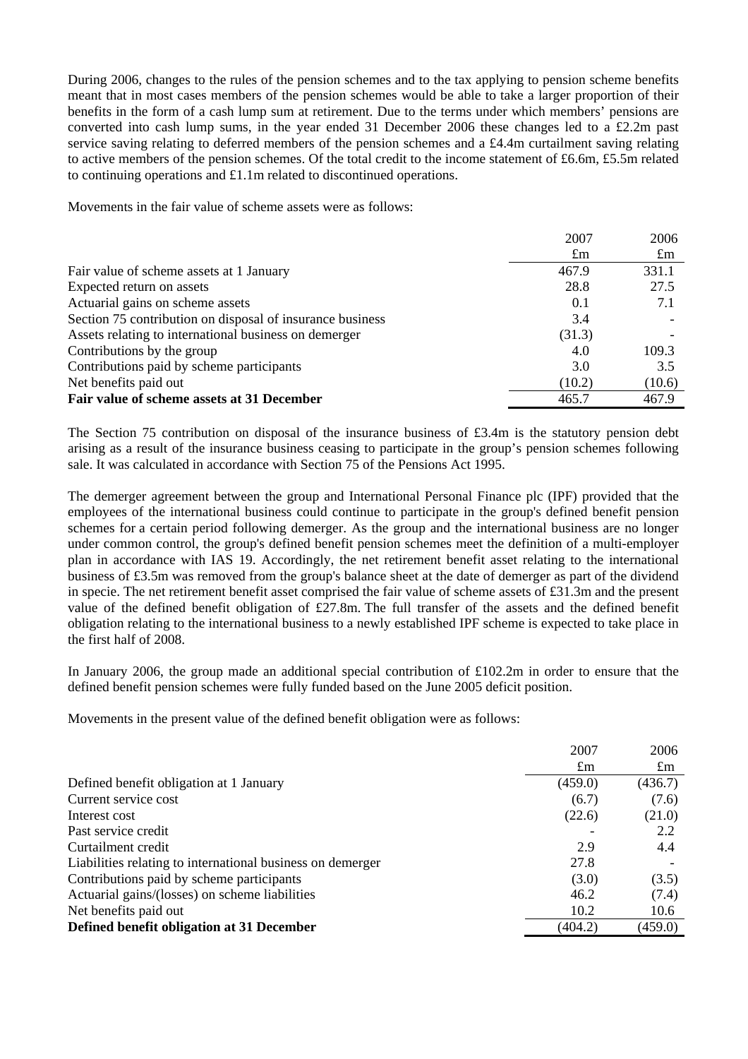During 2006, changes to the rules of the pension schemes and to the tax applying to pension scheme benefits meant that in most cases members of the pension schemes would be able to take a larger proportion of their benefits in the form of a cash lump sum at retirement. Due to the terms under which members' pensions are converted into cash lump sums, in the year ended 31 December 2006 these changes led to a £2.2m past service saving relating to deferred members of the pension schemes and a £4.4m curtailment saving relating to active members of the pension schemes. Of the total credit to the income statement of £6.6m, £5.5m related to continuing operations and £1.1m related to discontinued operations.

Movements in the fair value of scheme assets were as follows:

| | 2007 | 2006 |
|---|---|---|
| | £m | £m |
| Fair value of scheme assets at 1 January | 467.9 | 331.1 |
| Expected return on assets | 28.8 | 27.5 |
| Actuarial gains on scheme assets | 0.1 | 7.1 |
| Section 75 contribution on disposal of insurance business | 3.4 | - |
| Assets relating to international business on demerger | (31.3) | - |
| Contributions by the group | 4.0 | 109.3 |
| Contributions paid by scheme participants | 3.0 | 3.5 |
| Net benefits paid out | (10.2) | (10.6) |
| **Fair value of scheme assets at 31 December** | 465.7 | 467.9 |

The Section 75 contribution on disposal of the insurance business of £3.4m is the statutory pension debt arising as a result of the insurance business ceasing to participate in the group's pension schemes following sale. It was calculated in accordance with Section 75 of the Pensions Act 1995.

The demerger agreement between the group and International Personal Finance plc (IPF) provided that the employees of the international business could continue to participate in the group's defined benefit pension schemes for a certain period following demerger. As the group and the international business are no longer under common control, the group's defined benefit pension schemes meet the definition of a multi-employer plan in accordance with IAS 19. Accordingly, the net retirement benefit asset relating to the international business of £3.5m was removed from the group's balance sheet at the date of demerger as part of the dividend in specie. The net retirement benefit asset comprised the fair value of scheme assets of £31.3m and the present value of the defined benefit obligation of £27.8m. The full transfer of the assets and the defined benefit obligation relating to the international business to a newly established IPF scheme is expected to take place in the first half of 2008.

In January 2006, the group made an additional special contribution of £102.2m in order to ensure that the defined benefit pension schemes were fully funded based on the June 2005 deficit position.

Movements in the present value of the defined benefit obligation were as follows:

| | 2007 | 2006 |
|---|---|---|
| | £m | £m |
| Defined benefit obligation at 1 January | (459.0) | (436.7) |
| Current service cost | (6.7) | (7.6) |
| Interest cost | (22.6) | (21.0) |
| Past service credit | - | 2.2 |
| Curtailment credit | 2.9 | 4.4 |
| Liabilities relating to international business on demerger | 27.8 | - |
| Contributions paid by scheme participants | (3.0) | (3.5) |
| Actuarial gains/(losses) on scheme liabilities | 46.2 | (7.4) |
| Net benefits paid out | 10.2 | 10.6 |
| **Defined benefit obligation at 31 December** | (404.2) | (459.0) |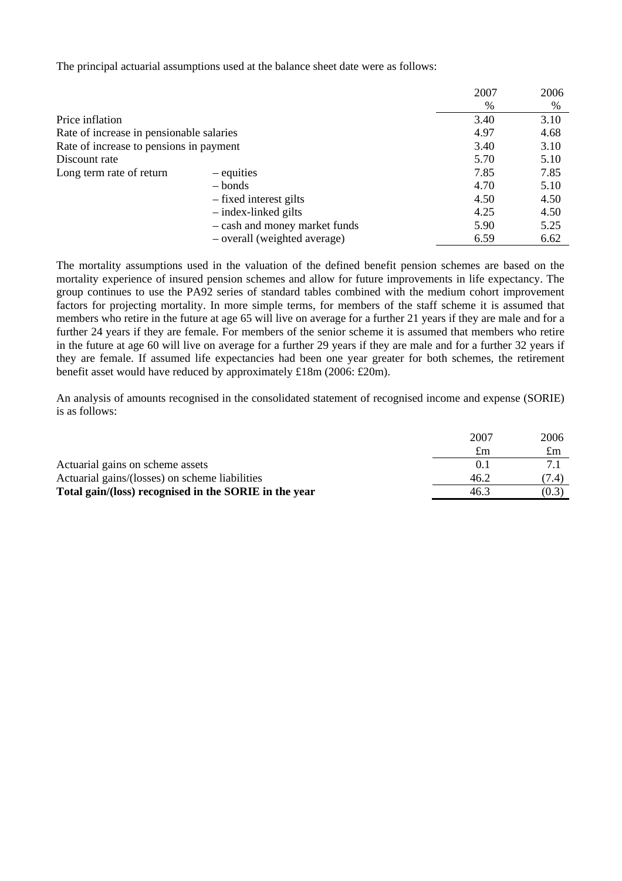The principal actuarial assumptions used at the balance sheet date were as follows:

| | | 2007 | 2006 |
|---|---|---|---|
| | | % | % |
| Price inflation | | 3.40 | 3.10 |
| Rate of increase in pensionable salaries | | 4.97 | 4.68 |
| Rate of increase to pensions in payment | | 3.40 | 3.10 |
| Discount rate | | 5.70 | 5.10 |
| Long term rate of return | – equities | 7.85 | 7.85 |
| | – bonds | 4.70 | 5.10 |
| | – fixed interest gilts | 4.50 | 4.50 |
| | – index-linked gilts | 4.25 | 4.50 |
| | – cash and money market funds | 5.90 | 5.25 |
| | – overall (weighted average) | 6.59 | 6.62 |

The mortality assumptions used in the valuation of the defined benefit pension schemes are based on the mortality experience of insured pension schemes and allow for future improvements in life expectancy. The group continues to use the PA92 series of standard tables combined with the medium cohort improvement factors for projecting mortality. In more simple terms, for members of the staff scheme it is assumed that members who retire in the future at age 65 will live on average for a further 21 years if they are male and for a further 24 years if they are female. For members of the senior scheme it is assumed that members who retire in the future at age 60 will live on average for a further 29 years if they are male and for a further 32 years if they are female. If assumed life expectancies had been one year greater for both schemes, the retirement benefit asset would have reduced by approximately £18m (2006: £20m).

An analysis of amounts recognised in the consolidated statement of recognised income and expense (SORIE) is as follows:

| | 2007 | 2006 |
|---|---|---|
| | £m | £m |
| Actuarial gains on scheme assets | 0.1 | 7.1 |
| Actuarial gains/(losses) on scheme liabilities | 46.2 | (7.4) |
| **Total gain/(loss) recognised in the SORIE in the year** | 46.3 | (0.3) |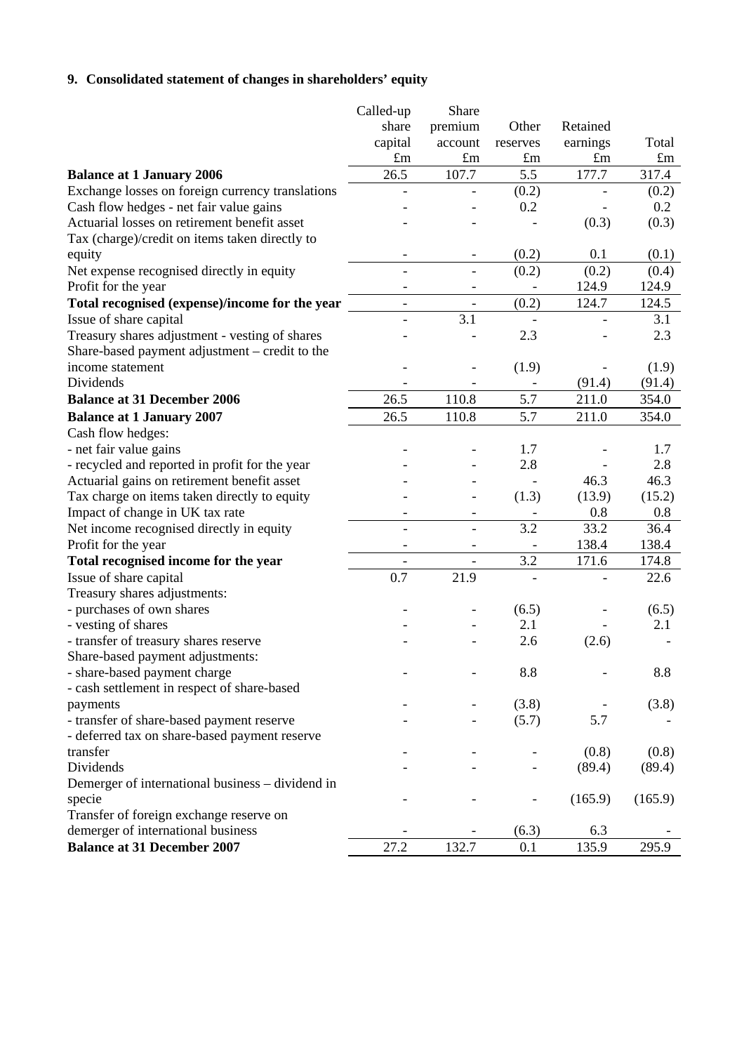## 9. Consolidated statement of changes in shareholders' equity

| | Called-up share capital £m | Share premium account £m | Other reserves £m | Retained earnings £m | Total £m |
|---|---|---|---|---|---|
| **Balance at 1 January 2006** | 26.5 | 107.7 | 5.5 | 177.7 | 317.4 |
| Exchange losses on foreign currency translations | - | - | (0.2) | - | (0.2) |
| Cash flow hedges - net fair value gains | - | - | 0.2 | - | 0.2 |
| Actuarial losses on retirement benefit asset | - | - | - | (0.3) | (0.3) |
| Tax (charge)/credit on items taken directly to equity | - | - | (0.2) | 0.1 | (0.1) |
| Net expense recognised directly in equity | - | - | (0.2) | (0.2) | (0.4) |
| Profit for the year | - | - | - | 124.9 | 124.9 |
| **Total recognised (expense)/income for the year** | - | - | (0.2) | 124.7 | 124.5 |
| Issue of share capital | - | 3.1 | - | - | 3.1 |
| Treasury shares adjustment - vesting of shares | - | - | 2.3 | - | 2.3 |
| Share-based payment adjustment – credit to the income statement | - | - | (1.9) | - | (1.9) |
| Dividends | - | - | - | (91.4) | (91.4) |
| **Balance at 31 December 2006** | 26.5 | 110.8 | 5.7 | 211.0 | 354.0 |
| **Balance at 1 January 2007** | 26.5 | 110.8 | 5.7 | 211.0 | 354.0 |
| Cash flow hedges: | | | | | |
| - net fair value gains | - | - | 1.7 | - | 1.7 |
| - recycled and reported in profit for the year | - | - | 2.8 | - | 2.8 |
| Actuarial gains on retirement benefit asset | - | - | - | 46.3 | 46.3 |
| Tax charge on items taken directly to equity | - | - | (1.3) | (13.9) | (15.2) |
| Impact of change in UK tax rate | - | - | - | 0.8 | 0.8 |
| Net income recognised directly in equity | - | - | 3.2 | 33.2 | 36.4 |
| Profit for the year | - | - | - | 138.4 | 138.4 |
| **Total recognised income for the year** | - | - | 3.2 | 171.6 | 174.8 |
| Issue of share capital | 0.7 | 21.9 | - | - | 22.6 |
| Treasury shares adjustments: | | | | | |
| - purchases of own shares | - | - | (6.5) | - | (6.5) |
| - vesting of shares | - | - | 2.1 | - | 2.1 |
| - transfer of treasury shares reserve | - | - | 2.6 | (2.6) | - |
| Share-based payment adjustments: | | | | | |
| - share-based payment charge | - | - | 8.8 | - | 8.8 |
| - cash settlement in respect of share-based payments | - | - | (3.8) | - | (3.8) |
| - transfer of share-based payment reserve | - | - | (5.7) | 5.7 | - |
| - deferred tax on share-based payment reserve transfer | - | - | - | (0.8) | (0.8) |
| Dividends | - | - | - | (89.4) | (89.4) |
| Demerger of international business – dividend in specie | - | - | - | (165.9) | (165.9) |
| Transfer of foreign exchange reserve on demerger of international business | - | - | (6.3) | 6.3 | - |
| **Balance at 31 December 2007** | 27.2 | 132.7 | 0.1 | 135.9 | 295.9 |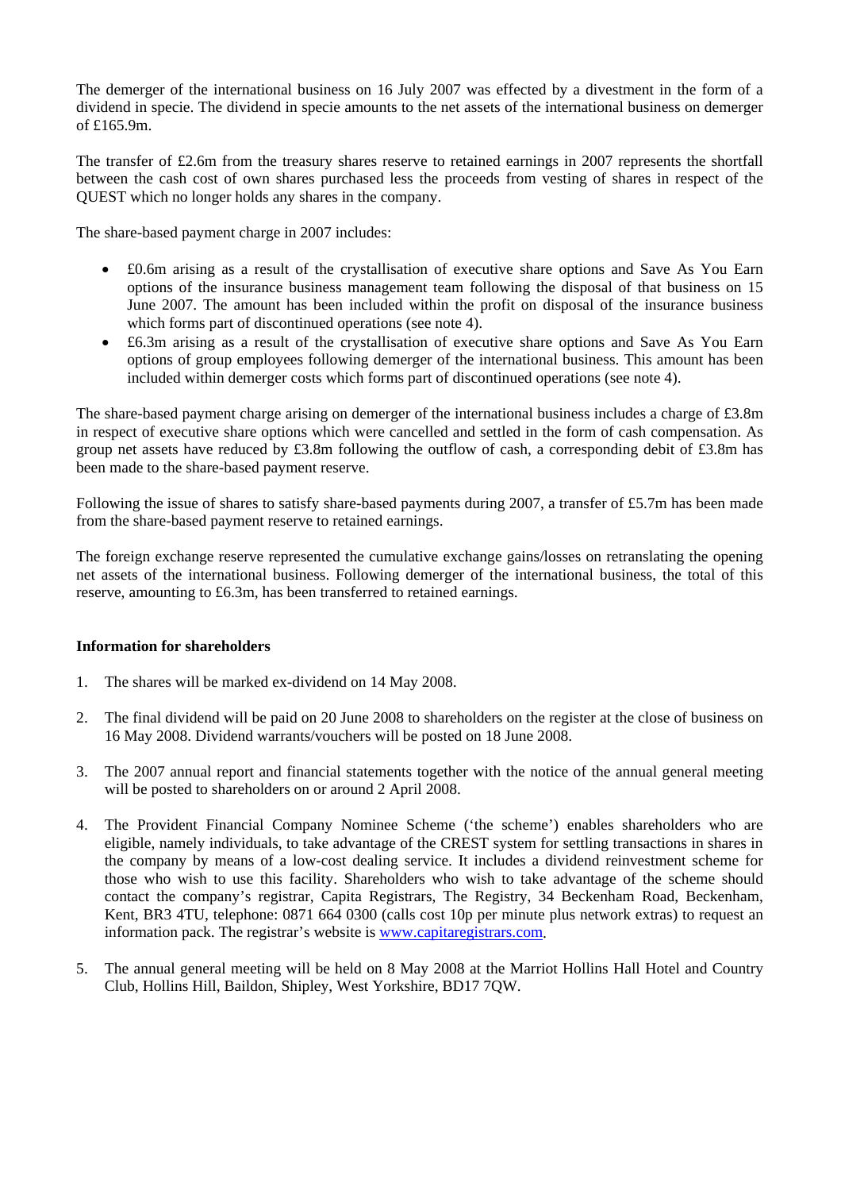The demerger of the international business on 16 July 2007 was effected by a divestment in the form of a dividend in specie. The dividend in specie amounts to the net assets of the international business on demerger of £165.9m.

The transfer of £2.6m from the treasury shares reserve to retained earnings in 2007 represents the shortfall between the cash cost of own shares purchased less the proceeds from vesting of shares in respect of the QUEST which no longer holds any shares in the company.

The share-based payment charge in 2007 includes:

- £0.6m arising as a result of the crystallisation of executive share options and Save As You Earn options of the insurance business management team following the disposal of that business on 15 June 2007. The amount has been included within the profit on disposal of the insurance business which forms part of discontinued operations (see note 4).
- £6.3m arising as a result of the crystallisation of executive share options and Save As You Earn options of group employees following demerger of the international business. This amount has been included within demerger costs which forms part of discontinued operations (see note 4).

The share-based payment charge arising on demerger of the international business includes a charge of £3.8m in respect of executive share options which were cancelled and settled in the form of cash compensation. As group net assets have reduced by £3.8m following the outflow of cash, a corresponding debit of £3.8m has been made to the share-based payment reserve.

Following the issue of shares to satisfy share-based payments during 2007, a transfer of £5.7m has been made from the share-based payment reserve to retained earnings.

The foreign exchange reserve represented the cumulative exchange gains/losses on retranslating the opening net assets of the international business. Following demerger of the international business, the total of this reserve, amounting to £6.3m, has been transferred to retained earnings.

**Information for shareholders**

1. The shares will be marked ex-dividend on 14 May 2008.
2. The final dividend will be paid on 20 June 2008 to shareholders on the register at the close of business on 16 May 2008. Dividend warrants/vouchers will be posted on 18 June 2008.
3. The 2007 annual report and financial statements together with the notice of the annual general meeting will be posted to shareholders on or around 2 April 2008.
4. The Provident Financial Company Nominee Scheme ('the scheme') enables shareholders who are eligible, namely individuals, to take advantage of the CREST system for settling transactions in shares in the company by means of a low-cost dealing service. It includes a dividend reinvestment scheme for those who wish to use this facility. Shareholders who wish to take advantage of the scheme should contact the company's registrar, Capita Registrars, The Registry, 34 Beckenham Road, Beckenham, Kent, BR3 4TU, telephone: 0871 664 0300 (calls cost 10p per minute plus network extras) to request an information pack. The registrar's website is www.capitaregistrars.com.
5. The annual general meeting will be held on 8 May 2008 at the Marriot Hollins Hall Hotel and Country Club, Hollins Hill, Baildon, Shipley, West Yorkshire, BD17 7QW.